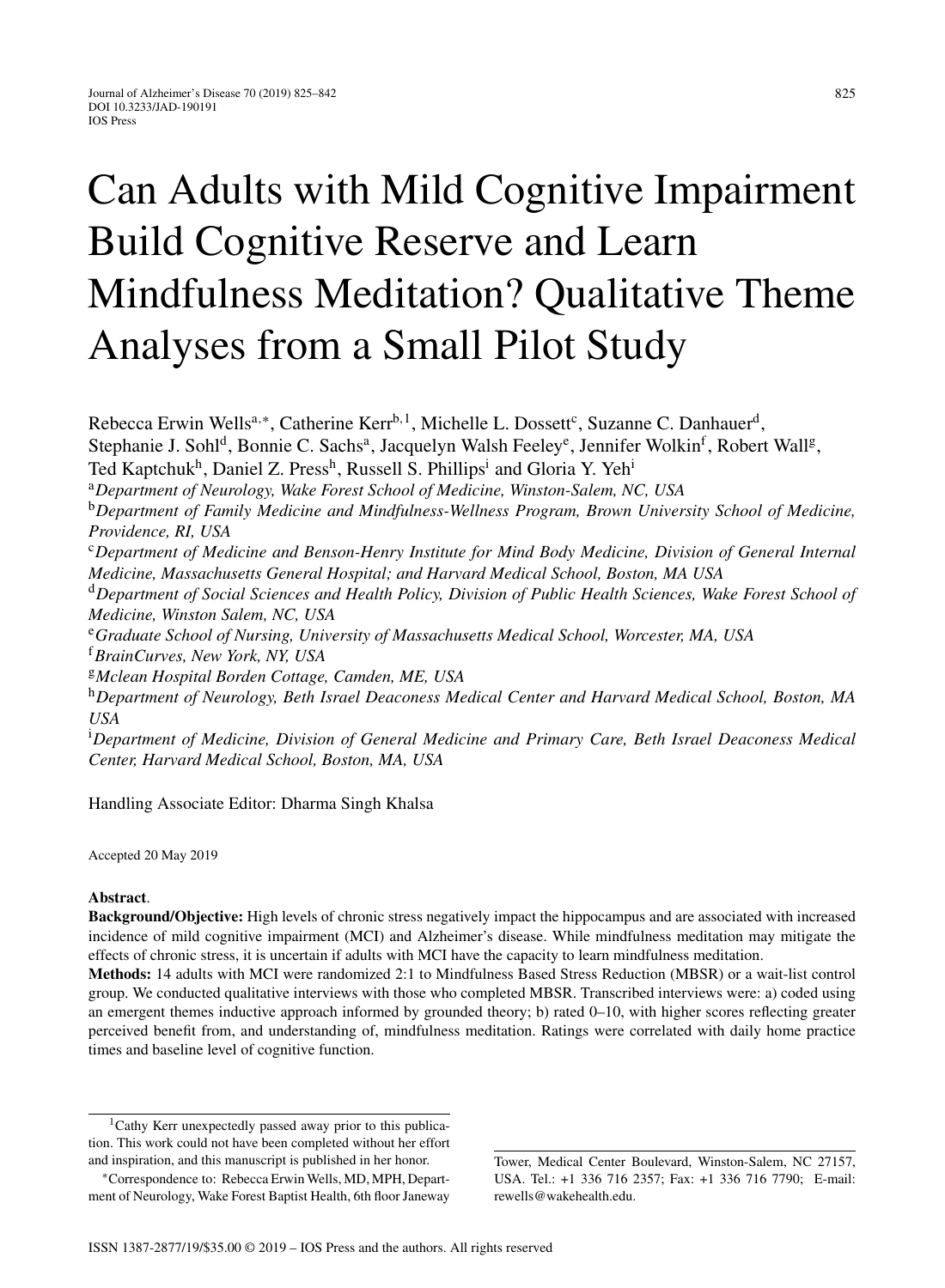# Can Adults with Mild Cognitive Impairment Build Cognitive Reserve and Learn Mindfulness Meditation? Qualitative Theme Analyses from a Small Pilot Study

Rebecca Erwin Wells[a,*], Catherine Kerr[b,1], Michelle L. Dossett[c], Suzanne C. Danhauer[d], Stephanie J. Sohl[d], Bonnie C. Sachs[a], Jacquelyn Walsh Feeley[e], Jennifer Wolkin[f], Robert Wall[g], Ted Kaptchuk[h], Daniel Z. Press[h], Russell S. Phillips[i] and Gloria Y. Yeh[i]

[a]*Department of Neurology, Wake Forest School of Medicine, Winston-Salem, NC, USA*

[b]*Department of Family Medicine and Mindfulness-Wellness Program, Brown University School of Medicine, Providence, RI, USA*

[c]*Department of Medicine and Benson-Henry Institute for Mind Body Medicine, Division of General Internal Medicine, Massachusetts General Hospital; and Harvard Medical School, Boston, MA USA*

[d]*Department of Social Sciences and Health Policy, Division of Public Health Sciences, Wake Forest School of Medicine, Winston Salem, NC, USA*

[e]*Graduate School of Nursing, University of Massachusetts Medical School, Worcester, MA, USA*

[f]*BrainCurves, New York, NY, USA*

[g]*Mclean Hospital Borden Cottage, Camden, ME, USA*

[h]*Department of Neurology, Beth Israel Deaconess Medical Center and Harvard Medical School, Boston, MA USA*

[i]*Department of Medicine, Division of General Medicine and Primary Care, Beth Israel Deaconess Medical Center, Harvard Medical School, Boston, MA, USA*

Handling Associate Editor: Dharma Singh Khalsa

Accepted 20 May 2019

**Abstract**.

**Background/Objective:** High levels of chronic stress negatively impact the hippocampus and are associated with increased incidence of mild cognitive impairment (MCI) and Alzheimer's disease. While mindfulness meditation may mitigate the effects of chronic stress, it is uncertain if adults with MCI have the capacity to learn mindfulness meditation.

**Methods:** 14 adults with MCI were randomized 2:1 to Mindfulness Based Stress Reduction (MBSR) or a wait-list control group. We conducted qualitative interviews with those who completed MBSR. Transcribed interviews were: a) coded using an emergent themes inductive approach informed by grounded theory; b) rated 0–10, with higher scores reflecting greater perceived benefit from, and understanding of, mindfulness meditation. Ratings were correlated with daily home practice times and baseline level of cognitive function.

[1]Cathy Kerr unexpectedly passed away prior to this publication. This work could not have been completed without her effort and inspiration, and this manuscript is published in her honor.

*Correspondence to: Rebecca Erwin Wells, MD, MPH, Department of Neurology, Wake Forest Baptist Health, 6th floor Janeway Tower, Medical Center Boulevard, Winston-Salem, NC 27157, USA. Tel.: +1 336 716 2357; Fax: +1 336 716 7790; E-mail: rewells@wakehealth.edu.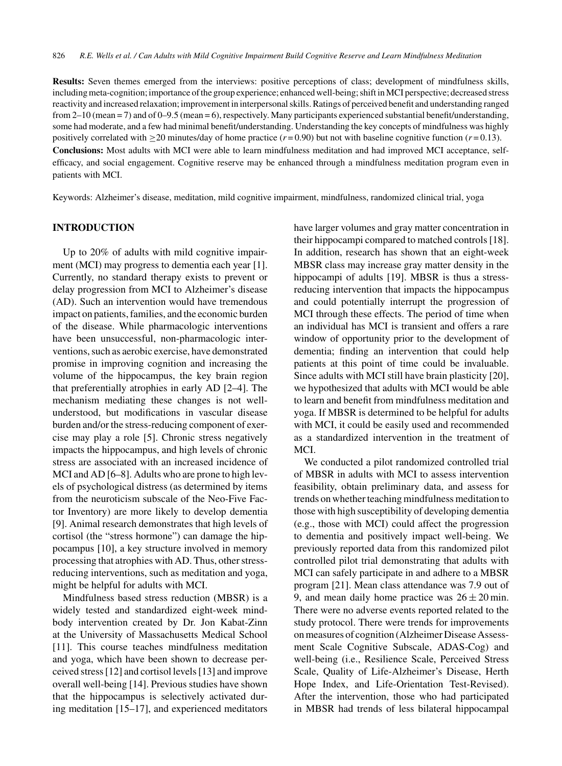**Results:** Seven themes emerged from the interviews: positive perceptions of class; development of mindfulness skills, including meta-cognition; importance of the group experience; enhanced well-being; shift in MCI perspective; decreased stress reactivity and increased relaxation; improvement in interpersonal skills. Ratings of perceived benefit and understanding ranged from 2–10 (mean = 7) and of 0–9.5 (mean = 6), respectively. Many participants experienced substantial benefit/understanding, some had moderate, and a few had minimal benefit/understanding. Understanding the key concepts of mindfulness was highly positively correlated with ≥20 minutes/day of home practice ($r = 0.90$) but not with baseline cognitive function ($r = 0.13$).

**Conclusions:** Most adults with MCI were able to learn mindfulness meditation and had improved MCI acceptance, self-efficacy, and social engagement. Cognitive reserve may be enhanced through a mindfulness meditation program even in patients with MCI.

Keywords: Alzheimer's disease, meditation, mild cognitive impairment, mindfulness, randomized clinical trial, yoga

## INTRODUCTION

Up to 20% of adults with mild cognitive impairment (MCI) may progress to dementia each year [1]. Currently, no standard therapy exists to prevent or delay progression from MCI to Alzheimer's disease (AD). Such an intervention would have tremendous impact on patients, families, and the economic burden of the disease. While pharmacologic interventions have been unsuccessful, non-pharmacologic interventions, such as aerobic exercise, have demonstrated promise in improving cognition and increasing the volume of the hippocampus, the key brain region that preferentially atrophies in early AD [2–4]. The mechanism mediating these changes is not well-understood, but modifications in vascular disease burden and/or the stress-reducing component of exercise may play a role [5]. Chronic stress negatively impacts the hippocampus, and high levels of chronic stress are associated with an increased incidence of MCI and AD [6–8]. Adults who are prone to high levels of psychological distress (as determined by items from the neuroticism subscale of the Neo-Five Factor Inventory) are more likely to develop dementia [9]. Animal research demonstrates that high levels of cortisol (the "stress hormone") can damage the hippocampus [10], a key structure involved in memory processing that atrophies with AD. Thus, other stress-reducing interventions, such as meditation and yoga, might be helpful for adults with MCI.

Mindfulness based stress reduction (MBSR) is a widely tested and standardized eight-week mind-body intervention created by Dr. Jon Kabat-Zinn at the University of Massachusetts Medical School [11]. This course teaches mindfulness meditation and yoga, which have been shown to decrease perceived stress [12] and cortisol levels [13] and improve overall well-being [14]. Previous studies have shown that the hippocampus is selectively activated during meditation [15–17], and experienced meditators have larger volumes and gray matter concentration in their hippocampi compared to matched controls [18]. In addition, research has shown that an eight-week MBSR class may increase gray matter density in the hippocampi of adults [19]. MBSR is thus a stress-reducing intervention that impacts the hippocampus and could potentially interrupt the progression of MCI through these effects. The period of time when an individual has MCI is transient and offers a rare window of opportunity prior to the development of dementia; finding an intervention that could help patients at this point of time could be invaluable. Since adults with MCI still have brain plasticity [20], we hypothesized that adults with MCI would be able to learn and benefit from mindfulness meditation and yoga. If MBSR is determined to be helpful for adults with MCI, it could be easily used and recommended as a standardized intervention in the treatment of MCI.

We conducted a pilot randomized controlled trial of MBSR in adults with MCI to assess intervention feasibility, obtain preliminary data, and assess for trends on whether teaching mindfulness meditation to those with high susceptibility of developing dementia (e.g., those with MCI) could affect the progression to dementia and positively impact well-being. We previously reported data from this randomized pilot controlled pilot trial demonstrating that adults with MCI can safely participate in and adhere to a MBSR program [21]. Mean class attendance was 7.9 out of 9, and mean daily home practice was $26 \pm 20$ min. There were no adverse events reported related to the study protocol. There were trends for improvements on measures of cognition (Alzheimer Disease Assessment Scale Cognitive Subscale, ADAS-Cog) and well-being (i.e., Resilience Scale, Perceived Stress Scale, Quality of Life-Alzheimer's Disease, Herth Hope Index, and Life-Orientation Test-Revised). After the intervention, those who had participated in MBSR had trends of less bilateral hippocampal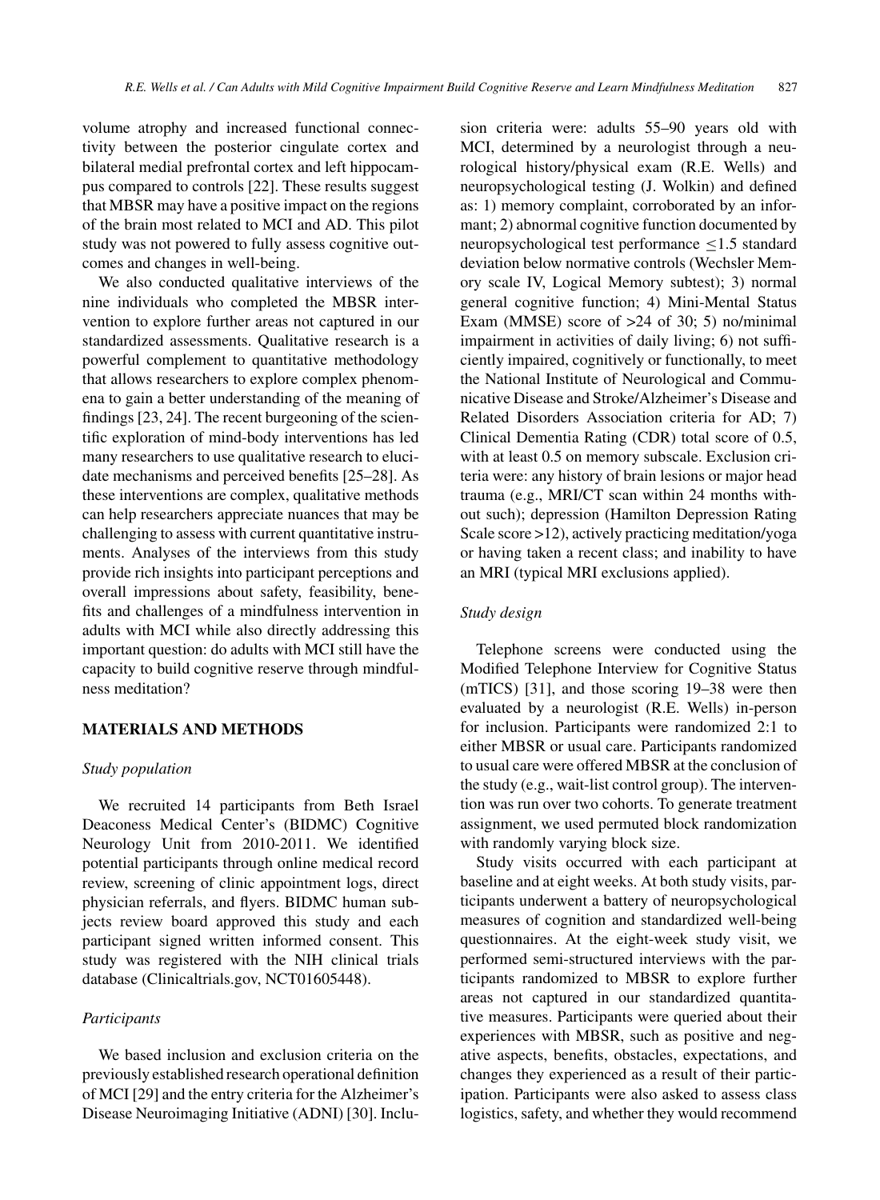volume atrophy and increased functional connectivity between the posterior cingulate cortex and bilateral medial prefrontal cortex and left hippocampus compared to controls [22]. These results suggest that MBSR may have a positive impact on the regions of the brain most related to MCI and AD. This pilot study was not powered to fully assess cognitive outcomes and changes in well-being.

We also conducted qualitative interviews of the nine individuals who completed the MBSR intervention to explore further areas not captured in our standardized assessments. Qualitative research is a powerful complement to quantitative methodology that allows researchers to explore complex phenomena to gain a better understanding of the meaning of findings [23, 24]. The recent burgeoning of the scientific exploration of mind-body interventions has led many researchers to use qualitative research to elucidate mechanisms and perceived benefits [25–28]. As these interventions are complex, qualitative methods can help researchers appreciate nuances that may be challenging to assess with current quantitative instruments. Analyses of the interviews from this study provide rich insights into participant perceptions and overall impressions about safety, feasibility, benefits and challenges of a mindfulness intervention in adults with MCI while also directly addressing this important question: do adults with MCI still have the capacity to build cognitive reserve through mindfulness meditation?

## MATERIALS AND METHODS

### *Study population*

We recruited 14 participants from Beth Israel Deaconess Medical Center's (BIDMC) Cognitive Neurology Unit from 2010-2011. We identified potential participants through online medical record review, screening of clinic appointment logs, direct physician referrals, and flyers. BIDMC human subjects review board approved this study and each participant signed written informed consent. This study was registered with the NIH clinical trials database (Clinicaltrials.gov, NCT01605448).

### *Participants*

We based inclusion and exclusion criteria on the previously established research operational definition of MCI [29] and the entry criteria for the Alzheimer's Disease Neuroimaging Initiative (ADNI) [30]. Inclusion criteria were: adults 55–90 years old with MCI, determined by a neurologist through a neurological history/physical exam (R.E. Wells) and neuropsychological testing (J. Wolkin) and defined as: 1) memory complaint, corroborated by an informant; 2) abnormal cognitive function documented by neuropsychological test performance $\leq$1.5 standard deviation below normative controls (Wechsler Memory scale IV, Logical Memory subtest); 3) normal general cognitive function; 4) Mini-Mental Status Exam (MMSE) score of >24 of 30; 5) no/minimal impairment in activities of daily living; 6) not sufficiently impaired, cognitively or functionally, to meet the National Institute of Neurological and Communicative Disease and Stroke/Alzheimer's Disease and Related Disorders Association criteria for AD; 7) Clinical Dementia Rating (CDR) total score of 0.5, with at least 0.5 on memory subscale. Exclusion criteria were: any history of brain lesions or major head trauma (e.g., MRI/CT scan within 24 months without such); depression (Hamilton Depression Rating Scale score >12), actively practicing meditation/yoga or having taken a recent class; and inability to have an MRI (typical MRI exclusions applied).

### *Study design*

Telephone screens were conducted using the Modified Telephone Interview for Cognitive Status (mTICS) [31], and those scoring 19–38 were then evaluated by a neurologist (R.E. Wells) in-person for inclusion. Participants were randomized 2:1 to either MBSR or usual care. Participants randomized to usual care were offered MBSR at the conclusion of the study (e.g., wait-list control group). The intervention was run over two cohorts. To generate treatment assignment, we used permuted block randomization with randomly varying block size.

Study visits occurred with each participant at baseline and at eight weeks. At both study visits, participants underwent a battery of neuropsychological measures of cognition and standardized well-being questionnaires. At the eight-week study visit, we performed semi-structured interviews with the participants randomized to MBSR to explore further areas not captured in our standardized quantitative measures. Participants were queried about their experiences with MBSR, such as positive and negative aspects, benefits, obstacles, expectations, and changes they experienced as a result of their participation. Participants were also asked to assess class logistics, safety, and whether they would recommend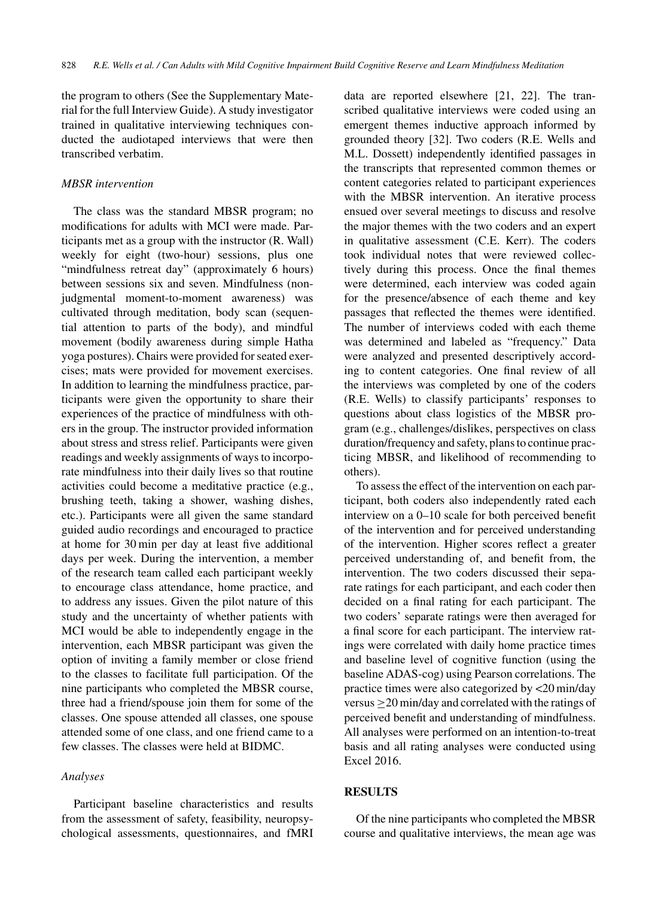the program to others (See the Supplementary Material for the full Interview Guide). A study investigator trained in qualitative interviewing techniques conducted the audiotaped interviews that were then transcribed verbatim.

### *MBSR intervention*

The class was the standard MBSR program; no modifications for adults with MCI were made. Participants met as a group with the instructor (R. Wall) weekly for eight (two-hour) sessions, plus one "mindfulness retreat day" (approximately 6 hours) between sessions six and seven. Mindfulness (non-judgmental moment-to-moment awareness) was cultivated through meditation, body scan (sequential attention to parts of the body), and mindful movement (bodily awareness during simple Hatha yoga postures). Chairs were provided for seated exercises; mats were provided for movement exercises. In addition to learning the mindfulness practice, participants were given the opportunity to share their experiences of the practice of mindfulness with others in the group. The instructor provided information about stress and stress relief. Participants were given readings and weekly assignments of ways to incorporate mindfulness into their daily lives so that routine activities could become a meditative practice (e.g., brushing teeth, taking a shower, washing dishes, etc.). Participants were all given the same standard guided audio recordings and encouraged to practice at home for 30 min per day at least five additional days per week. During the intervention, a member of the research team called each participant weekly to encourage class attendance, home practice, and to address any issues. Given the pilot nature of this study and the uncertainty of whether patients with MCI would be able to independently engage in the intervention, each MBSR participant was given the option of inviting a family member or close friend to the classes to facilitate full participation. Of the nine participants who completed the MBSR course, three had a friend/spouse join them for some of the classes. One spouse attended all classes, one spouse attended some of one class, and one friend came to a few classes. The classes were held at BIDMC.

### *Analyses*

Participant baseline characteristics and results from the assessment of safety, feasibility, neuropsychological assessments, questionnaires, and fMRI data are reported elsewhere [21, 22]. The transcribed qualitative interviews were coded using an emergent themes inductive approach informed by grounded theory [32]. Two coders (R.E. Wells and M.L. Dossett) independently identified passages in the transcripts that represented common themes or content categories related to participant experiences with the MBSR intervention. An iterative process ensued over several meetings to discuss and resolve the major themes with the two coders and an expert in qualitative assessment (C.E. Kerr). The coders took individual notes that were reviewed collectively during this process. Once the final themes were determined, each interview was coded again for the presence/absence of each theme and key passages that reflected the themes were identified. The number of interviews coded with each theme was determined and labeled as "frequency." Data were analyzed and presented descriptively according to content categories. One final review of all the interviews was completed by one of the coders (R.E. Wells) to classify participants' responses to questions about class logistics of the MBSR program (e.g., challenges/dislikes, perspectives on class duration/frequency and safety, plans to continue practicing MBSR, and likelihood of recommending to others).

To assess the effect of the intervention on each participant, both coders also independently rated each interview on a 0–10 scale for both perceived benefit of the intervention and for perceived understanding of the intervention. Higher scores reflect a greater perceived understanding of, and benefit from, the intervention. The two coders discussed their separate ratings for each participant, and each coder then decided on a final rating for each participant. The two coders' separate ratings were then averaged for a final score for each participant. The interview ratings were correlated with daily home practice times and baseline level of cognitive function (using the baseline ADAS-cog) using Pearson correlations. The practice times were also categorized by <20 min/day versus $\geq$20 min/day and correlated with the ratings of perceived benefit and understanding of mindfulness. All analyses were performed on an intention-to-treat basis and all rating analyses were conducted using Excel 2016.

## RESULTS

Of the nine participants who completed the MBSR course and qualitative interviews, the mean age was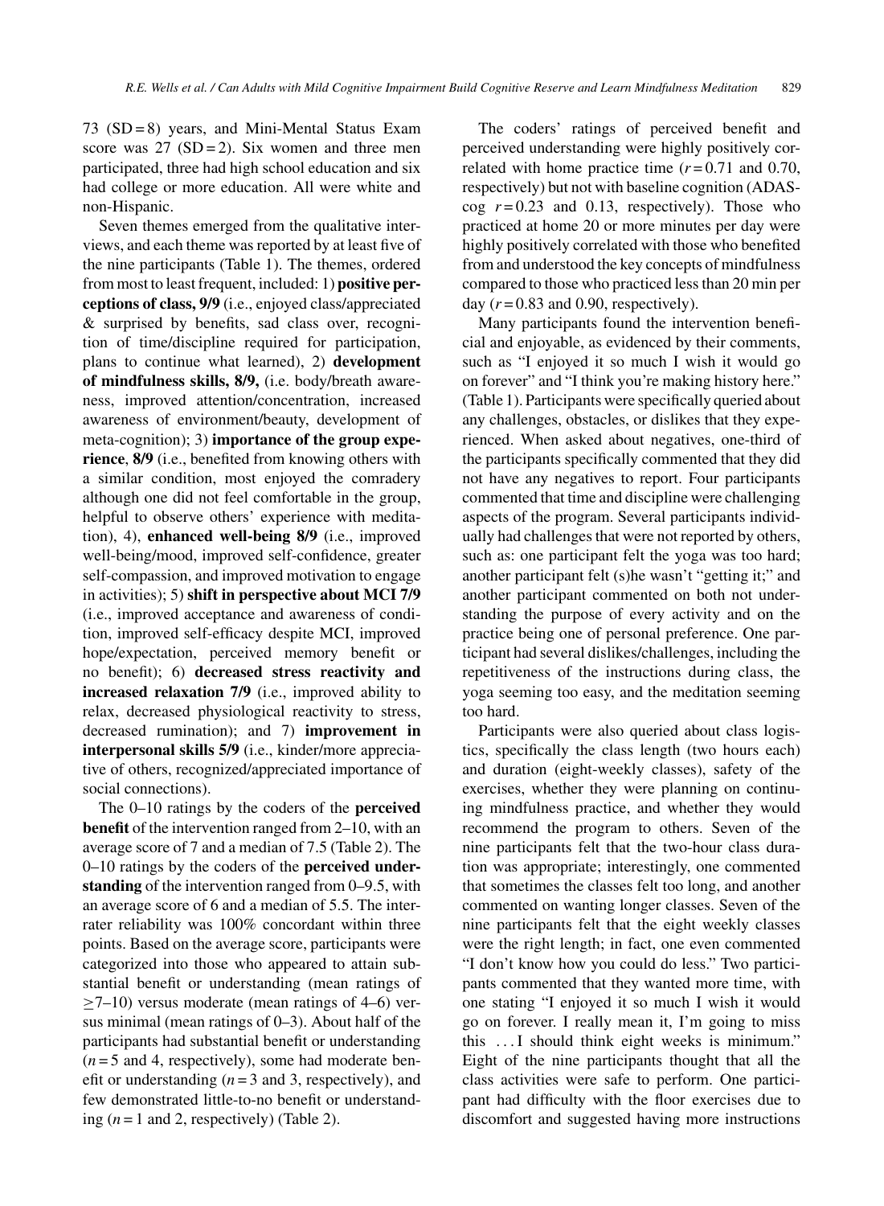73 (SD = 8) years, and Mini-Mental Status Exam score was 27 (SD = 2). Six women and three men participated, three had high school education and six had college or more education. All were white and non-Hispanic.

Seven themes emerged from the qualitative interviews, and each theme was reported by at least five of the nine participants (Table 1). The themes, ordered from most to least frequent, included: 1) **positive perceptions of class, 9/9** (i.e., enjoyed class/appreciated & surprised by benefits, sad class over, recognition of time/discipline required for participation, plans to continue what learned), 2) **development of mindfulness skills, 8/9,** (i.e. body/breath awareness, improved attention/concentration, increased awareness of environment/beauty, development of meta-cognition); 3) **importance of the group experience**, **8/9** (i.e., benefited from knowing others with a similar condition, most enjoyed the comradery although one did not feel comfortable in the group, helpful to observe others' experience with meditation), 4), **enhanced well-being 8/9** (i.e., improved well-being/mood, improved self-confidence, greater self-compassion, and improved motivation to engage in activities); 5) **shift in perspective about MCI 7/9** (i.e., improved acceptance and awareness of condition, improved self-efficacy despite MCI, improved hope/expectation, perceived memory benefit or no benefit); 6) **decreased stress reactivity and increased relaxation 7/9** (i.e., improved ability to relax, decreased physiological reactivity to stress, decreased rumination); and 7) **improvement in interpersonal skills 5/9** (i.e., kinder/more appreciative of others, recognized/appreciated importance of social connections).

The 0–10 ratings by the coders of the **perceived benefit** of the intervention ranged from 2–10, with an average score of 7 and a median of 7.5 (Table 2). The 0–10 ratings by the coders of the **perceived understanding** of the intervention ranged from 0–9.5, with an average score of 6 and a median of 5.5. The inter-rater reliability was 100% concordant within three points. Based on the average score, participants were categorized into those who appeared to attain substantial benefit or understanding (mean ratings of $\geq$7–10) versus moderate (mean ratings of 4–6) versus minimal (mean ratings of 0–3). About half of the participants had substantial benefit or understanding ($n = 5$ and 4, respectively), some had moderate benefit or understanding ($n = 3$ and 3, respectively), and few demonstrated little-to-no benefit or understanding ($n = 1$ and 2, respectively) (Table 2).

The coders' ratings of perceived benefit and perceived understanding were highly positively correlated with home practice time ($r = 0.71$ and 0.70, respectively) but not with baseline cognition (ADAS-cog $r = 0.23$ and 0.13, respectively). Those who practiced at home 20 or more minutes per day were highly positively correlated with those who benefited from and understood the key concepts of mindfulness compared to those who practiced less than 20 min per day ($r = 0.83$ and 0.90, respectively).

Many participants found the intervention beneficial and enjoyable, as evidenced by their comments, such as "I enjoyed it so much I wish it would go on forever" and "I think you're making history here." (Table 1). Participants were specifically queried about any challenges, obstacles, or dislikes that they experienced. When asked about negatives, one-third of the participants specifically commented that they did not have any negatives to report. Four participants commented that time and discipline were challenging aspects of the program. Several participants individually had challenges that were not reported by others, such as: one participant felt the yoga was too hard; another participant felt (s)he wasn't "getting it;" and another participant commented on both not understanding the purpose of every activity and on the practice being one of personal preference. One participant had several dislikes/challenges, including the repetitiveness of the instructions during class, the yoga seeming too easy, and the meditation seeming too hard.

Participants were also queried about class logistics, specifically the class length (two hours each) and duration (eight-weekly classes), safety of the exercises, whether they were planning on continuing mindfulness practice, and whether they would recommend the program to others. Seven of the nine participants felt that the two-hour class duration was appropriate; interestingly, one commented that sometimes the classes felt too long, and another commented on wanting longer classes. Seven of the nine participants felt that the eight weekly classes were the right length; in fact, one even commented "I don't know how you could do less." Two participants commented that they wanted more time, with one stating "I enjoyed it so much I wish it would go on forever. I really mean it, I'm going to miss this ... I should think eight weeks is minimum." Eight of the nine participants thought that all the class activities were safe to perform. One participant had difficulty with the floor exercises due to discomfort and suggested having more instructions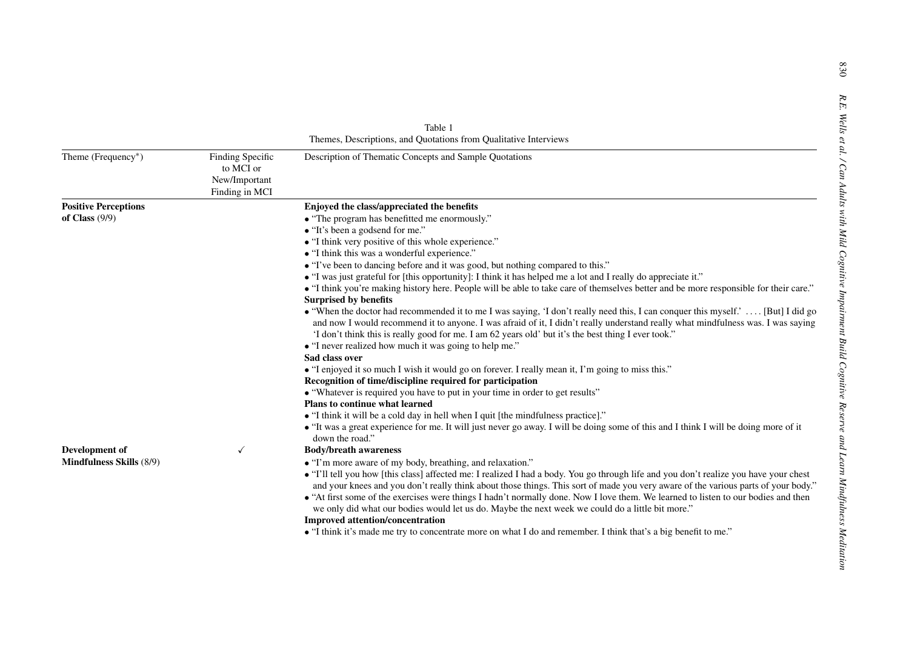Table 1
Themes, Descriptions, and Quotations from Qualitative Interviews

| Theme (Frequency*) | Finding Specific to MCI or New/Important Finding in MCI | Description of Thematic Concepts and Sample Quotations |
|---|---|---|
| **Positive Perceptions of Class** (9/9) | | **Enjoyed the class/appreciated the benefits**<br>• "The program has benefitted me enormously."<br>• "It's been a godsend for me."<br>• "I think very positive of this whole experience."<br>• "I think this was a wonderful experience."<br>• "I've been to dancing before and it was good, but nothing compared to this."<br>• "I was just grateful for [this opportunity]: I think it has helped me a lot and I really do appreciate it."<br>• "I think you're making history here. People will be able to take care of themselves better and be more responsible for their care."<br>**Surprised by benefits**<br>• "When the doctor had recommended it to me I was saying, 'I don't really need this, I can conquer this myself.' .... [But] I did go and now I would recommend it to anyone. I was afraid of it, I didn't really understand really what mindfulness was. I was saying 'I don't think this is really good for me. I am 62 years old' but it's the best thing I ever took."<br>• "I never realized how much it was going to help me."<br>**Sad class over**<br>• "I enjoyed it so much I wish it would go on forever. I really mean it, I'm going to miss this."<br>**Recognition of time/discipline required for participation**<br>• "Whatever is required you have to put in your time in order to get results"<br>**Plans to continue what learned**<br>• "I think it will be a cold day in hell when I quit [the mindfulness practice]."<br>• "It was a great experience for me. It will just never go away. I will be doing some of this and I think I will be doing more of it down the road." |
| **Development of Mindfulness Skills** (8/9) | ✓ | **Body/breath awareness**<br>• "I'm more aware of my body, breathing, and relaxation."<br>• "I'll tell you how [this class] affected me: I realized I had a body. You go through life and you don't realize you have your chest and your knees and you don't really think about those things. This sort of made you very aware of the various parts of your body."<br>• "At first some of the exercises were things I hadn't normally done. Now I love them. We learned to listen to our bodies and then we only did what our bodies would let us do. Maybe the next week we could do a little bit more."<br>**Improved attention/concentration**<br>• "I think it's made me try to concentrate more on what I do and remember. I think that's a big benefit to me." |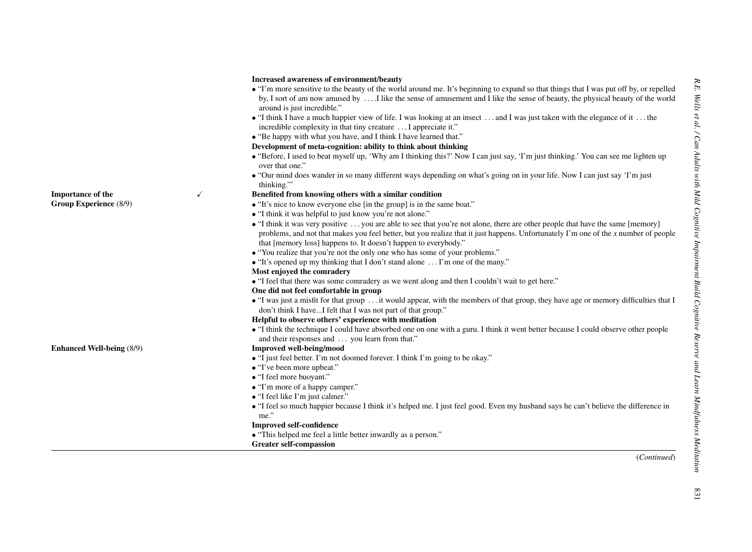| | | |
|---|---|---|
| | | **Increased awareness of environment/beauty** |
| | | • "I'm more sensitive to the beauty of the world around me. It's beginning to expand so that things that I was put off by, or repelled by, I sort of am now amused by . . . .I like the sense of amusement and I like the sense of beauty, the physical beauty of the world around is just incredible." |
| | | • "I think I have a much happier view of life. I was looking at an insect . . . and I was just taken with the elegance of it . . . the incredible complexity in that tiny creature . . . I appreciate it." |
| | | • "Be happy with what you have, and I think I have learned that." |
| | | **Development of meta-cognition: ability to think about thinking** |
| | | • "Before, I used to beat myself up, 'Why am I thinking this?' Now I can just say, 'I'm just thinking.' You can see me lighten up over that one." |
| | | • "Our mind does wander in so many different ways depending on what's going on in your life. Now I can just say 'I'm just thinking."' |
| **Importance of the Group Experience** (8/9) | ✓ | **Benefited from knowing others with a similar condition** |
| | | • "It's nice to know everyone else [in the group] is in the same boat." |
| | | • "I think it was helpful to just know you're not alone." |
| | | • "I think it was very positive . . . you are able to see that you're not alone, there are other people that have the same [memory] problems, and not that makes you feel better, but you realize that it just happens. Unfortunately I'm one of the *x* number of people that [memory loss] happens to. It doesn't happen to everybody." |
| | | • "You realize that you're not the only one who has some of your problems." |
| | | • "It's opened up my thinking that I don't stand alone . . . I'm one of the many." |
| | | **Most enjoyed the comradery** |
| | | • "I feel that there was some comradery as we went along and then I couldn't wait to get here." |
| | | **One did not feel comfortable in group** |
| | | • "I was just a misfit for that group . . . it would appear, with the members of that group, they have age or memory difficulties that I don't think I have...I felt that I was not part of that group." |
| | | **Helpful to observe others' experience with meditation** |
| | | • "I think the technique I could have absorbed one on one with a guru. I think it went better because I could observe other people and their responses and . . . you learn from that." |
| **Enhanced Well-being** (8/9) | | **Improved well-being/mood** |
| | | • "I just feel better. I'm not doomed forever. I think I'm going to be okay." |
| | | • "I've been more upbeat." |
| | | • "I feel more buoyant." |
| | | • "I'm more of a happy camper." |
| | | • "I feel like I'm just calmer." |
| | | • "I feel so much happier because I think it's helped me. I just feel good. Even my husband says he can't believe the difference in me." |
| | | **Improved self-confidence** |
| | | • "This helped me feel a little better inwardly as a person." |
| | | **Greater self-compassion** |

(*Continued*)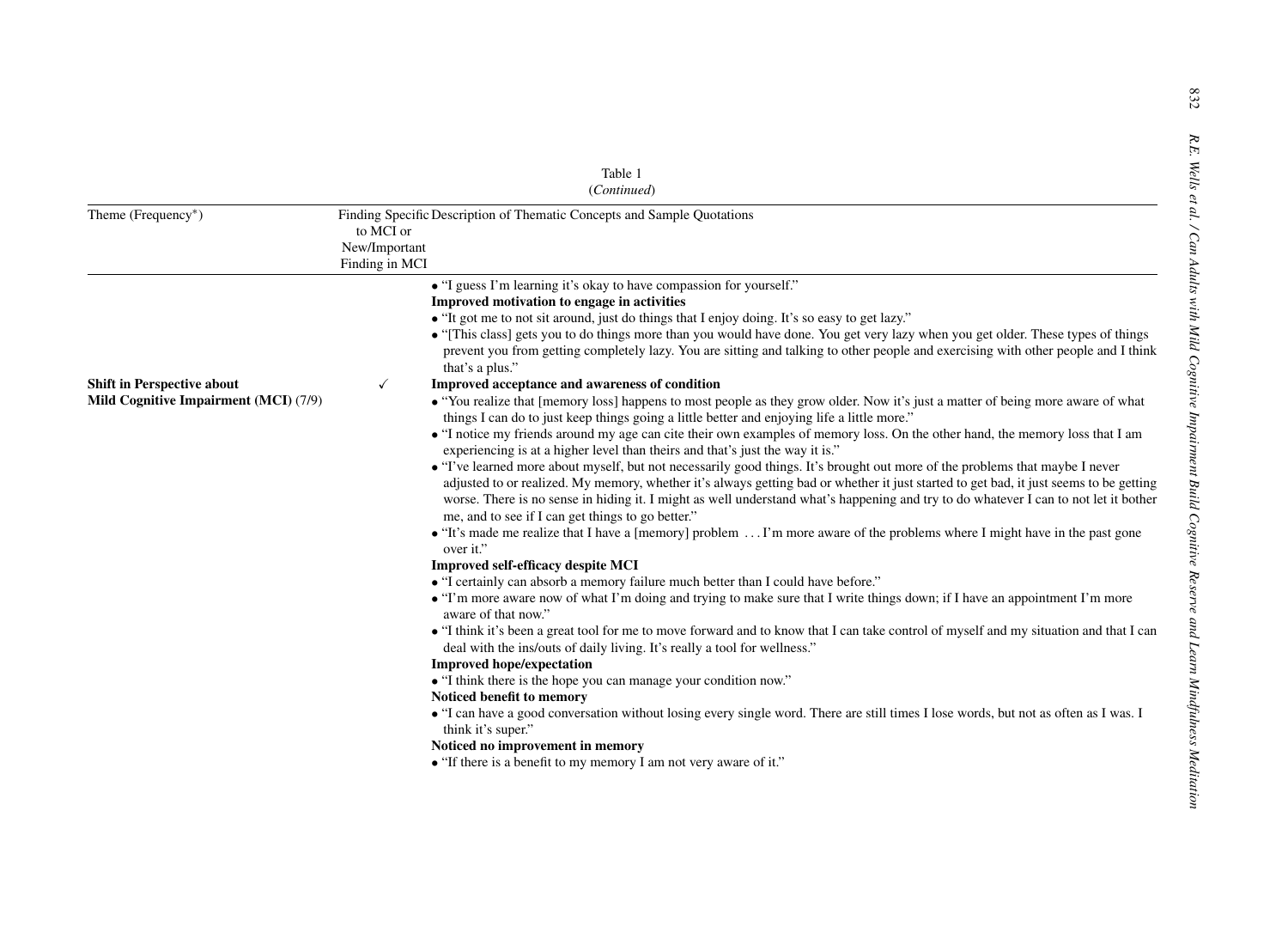Table 1
(*Continued*)

| Theme (Frequency*) | Finding Specific to MCI or New/Important Finding in MCI | Description of Thematic Concepts and Sample Quotations |
|---|---|---|
| | | • "I guess I'm learning it's okay to have compassion for yourself."<br>**Improved motivation to engage in activities**<br>• "It got me to not sit around, just do things that I enjoy doing. It's so easy to get lazy."<br>• "[This class] gets you to do things more than you would have done. You get very lazy when you get older. These types of things prevent you from getting completely lazy. You are sitting and talking to other people and exercising with other people and I think that's a plus." |
| **Shift in Perspective about Mild Cognitive Impairment (MCI)** (7/9) | ✓ | **Improved acceptance and awareness of condition**<br>• "You realize that [memory loss] happens to most people as they grow older. Now it's just a matter of being more aware of what things I can do to just keep things going a little better and enjoying life a little more."<br>• "I notice my friends around my age can cite their own examples of memory loss. On the other hand, the memory loss that I am experiencing is at a higher level than theirs and that's just the way it is."<br>• "I've learned more about myself, but not necessarily good things. It's brought out more of the problems that maybe I never adjusted to or realized. My memory, whether it's always getting bad or whether it just started to get bad, it just seems to be getting worse. There is no sense in hiding it. I might as well understand what's happening and try to do whatever I can to not let it bother me, and to see if I can get things to go better."<br>• "It's made me realize that I have a [memory] problem ... I'm more aware of the problems where I might have in the past gone over it."<br>**Improved self-efficacy despite MCI**<br>• "I certainly can absorb a memory failure much better than I could have before."<br>• "I'm more aware now of what I'm doing and trying to make sure that I write things down; if I have an appointment I'm more aware of that now."<br>• "I think it's been a great tool for me to move forward and to know that I can take control of myself and my situation and that I can deal with the ins/outs of daily living. It's really a tool for wellness."<br>**Improved hope/expectation**<br>• "I think there is the hope you can manage your condition now."<br>**Noticed benefit to memory**<br>• "I can have a good conversation without losing every single word. There are still times I lose words, but not as often as I was. I think it's super."<br>**Noticed no improvement in memory**<br>• "If there is a benefit to my memory I am not very aware of it." |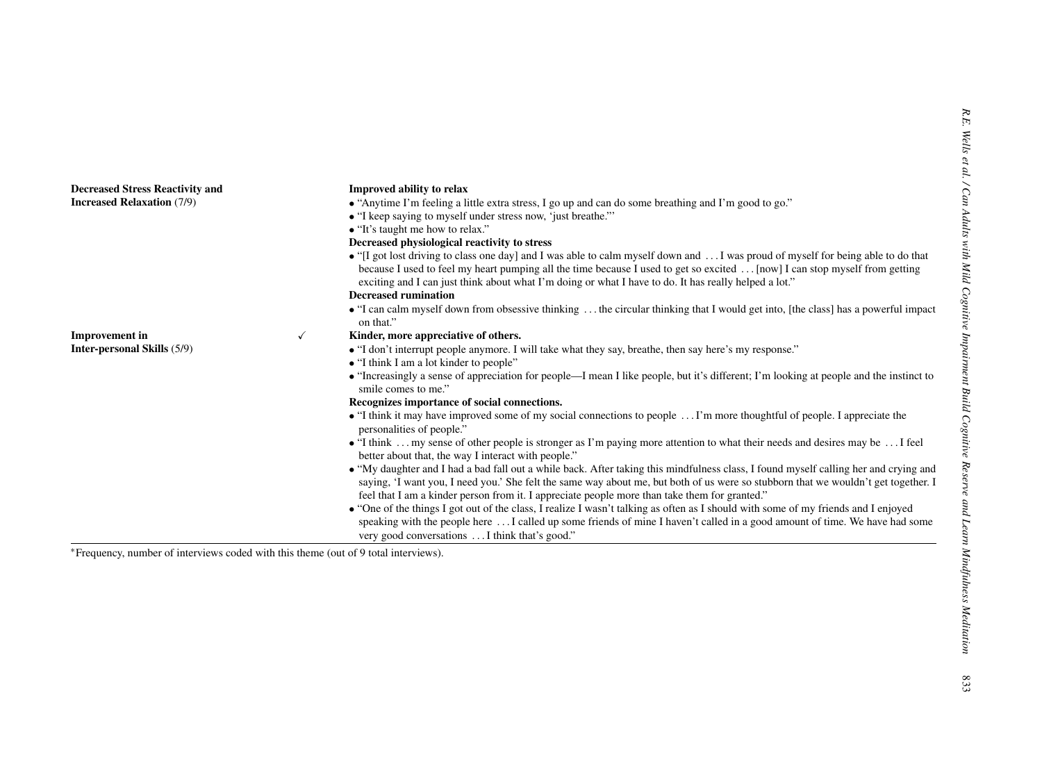| | | |
|---|---|---|
| **Decreased Stress Reactivity and Increased Relaxation** (7/9) | | **Improved ability to relax**<br>• "Anytime I'm feeling a little extra stress, I go up and can do some breathing and I'm good to go."<br>• "I keep saying to myself under stress now, 'just breathe."'<br>• "It's taught me how to relax."<br>**Decreased physiological reactivity to stress**<br>• "[I got lost driving to class one day] and I was able to calm myself down and . . . I was proud of myself for being able to do that because I used to feel my heart pumping all the time because I used to get so excited . . . [now] I can stop myself from getting exciting and I can just think about what I'm doing or what I have to do. It has really helped a lot."<br>**Decreased rumination**<br>• "I can calm myself down from obsessive thinking . . . the circular thinking that I would get into, [the class] has a powerful impact on that." |
| **Improvement in Inter-personal Skills** (5/9) | ✓ | **Kinder, more appreciative of others.**<br>• "I don't interrupt people anymore. I will take what they say, breathe, then say here's my response."<br>• "I think I am a lot kinder to people"<br>• "Increasingly a sense of appreciation for people—I mean I like people, but it's different; I'm looking at people and the instinct to smile comes to me."<br>**Recognizes importance of social connections.**<br>• "I think it may have improved some of my social connections to people . . . I'm more thoughtful of people. I appreciate the personalities of people."<br>• "I think . . . my sense of other people is stronger as I'm paying more attention to what their needs and desires may be . . . I feel better about that, the way I interact with people."<br>• "My daughter and I had a bad fall out a while back. After taking this mindfulness class, I found myself calling her and crying and saying, 'I want you, I need you.' She felt the same way about me, but both of us were so stubborn that we wouldn't get together. I feel that I am a kinder person from it. I appreciate people more than take them for granted."<br>• "One of the things I got out of the class, I realize I wasn't talking as often as I should with some of my friends and I enjoyed speaking with the people here . . . I called up some friends of mine I haven't called in a good amount of time. We have had some very good conversations . . . I think that's good." |

*Frequency, number of interviews coded with this theme (out of 9 total interviews).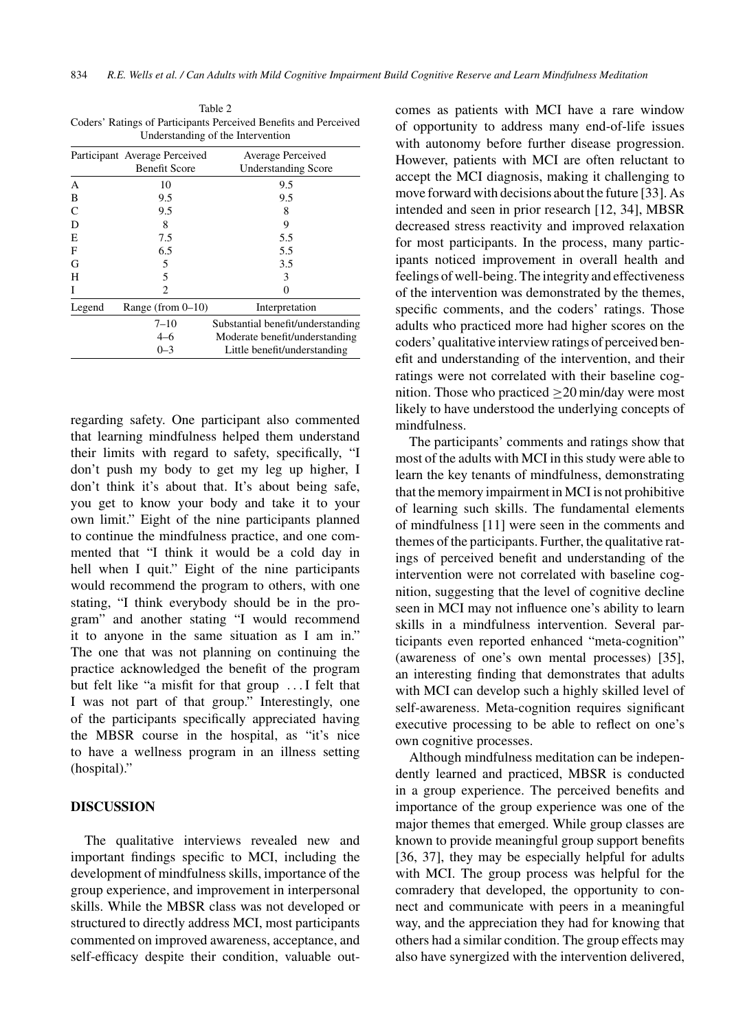Table 2
Coders' Ratings of Participants Perceived Benefits and Perceived Understanding of the Intervention

| Participant | Average Perceived Benefit Score | Average Perceived Understanding Score |
|---|---|---|
| A | 10 | 9.5 |
| B | 9.5 | 9.5 |
| C | 9.5 | 8 |
| D | 8 | 9 |
| E | 7.5 | 5.5 |
| F | 6.5 | 5.5 |
| G | 5 | 3.5 |
| H | 5 | 3 |
| I | 2 | 0 |
| Legend | Range (from 0–10) | Interpretation |
| | 7–10 | Substantial benefit/understanding |
| | 4–6 | Moderate benefit/understanding |
| | 0–3 | Little benefit/understanding |

regarding safety. One participant also commented that learning mindfulness helped them understand their limits with regard to safety, specifically, "I don't push my body to get my leg up higher, I don't think it's about that. It's about being safe, you get to know your body and take it to your own limit." Eight of the nine participants planned to continue the mindfulness practice, and one commented that "I think it would be a cold day in hell when I quit." Eight of the nine participants would recommend the program to others, with one stating, "I think everybody should be in the program" and another stating "I would recommend it to anyone in the same situation as I am in." The one that was not planning on continuing the practice acknowledged the benefit of the program but felt like "a misfit for that group ... I felt that I was not part of that group." Interestingly, one of the participants specifically appreciated having the MBSR course in the hospital, as "it's nice to have a wellness program in an illness setting (hospital)."

## DISCUSSION

The qualitative interviews revealed new and important findings specific to MCI, including the development of mindfulness skills, importance of the group experience, and improvement in interpersonal skills. While the MBSR class was not developed or structured to directly address MCI, most participants commented on improved awareness, acceptance, and self-efficacy despite their condition, valuable outcomes as patients with MCI have a rare window of opportunity to address many end-of-life issues with autonomy before further disease progression. However, patients with MCI are often reluctant to accept the MCI diagnosis, making it challenging to move forward with decisions about the future [33]. As intended and seen in prior research [12, 34], MBSR decreased stress reactivity and improved relaxation for most participants. In the process, many participants noticed improvement in overall health and feelings of well-being. The integrity and effectiveness of the intervention was demonstrated by the themes, specific comments, and the coders' ratings. Those adults who practiced more had higher scores on the coders' qualitative interview ratings of perceived benefit and understanding of the intervention, and their ratings were not correlated with their baseline cognition. Those who practiced $\geq$20 min/day were most likely to have understood the underlying concepts of mindfulness.

The participants' comments and ratings show that most of the adults with MCI in this study were able to learn the key tenants of mindfulness, demonstrating that the memory impairment in MCI is not prohibitive of learning such skills. The fundamental elements of mindfulness [11] were seen in the comments and themes of the participants. Further, the qualitative ratings of perceived benefit and understanding of the intervention were not correlated with baseline cognition, suggesting that the level of cognitive decline seen in MCI may not influence one's ability to learn skills in a mindfulness intervention. Several participants even reported enhanced "meta-cognition" (awareness of one's own mental processes) [35], an interesting finding that demonstrates that adults with MCI can develop such a highly skilled level of self-awareness. Meta-cognition requires significant executive processing to be able to reflect on one's own cognitive processes.

Although mindfulness meditation can be independently learned and practiced, MBSR is conducted in a group experience. The perceived benefits and importance of the group experience was one of the major themes that emerged. While group classes are known to provide meaningful group support benefits [36, 37], they may be especially helpful for adults with MCI. The group process was helpful for the comradery that developed, the opportunity to connect and communicate with peers in a meaningful way, and the appreciation they had for knowing that others had a similar condition. The group effects may also have synergized with the intervention delivered,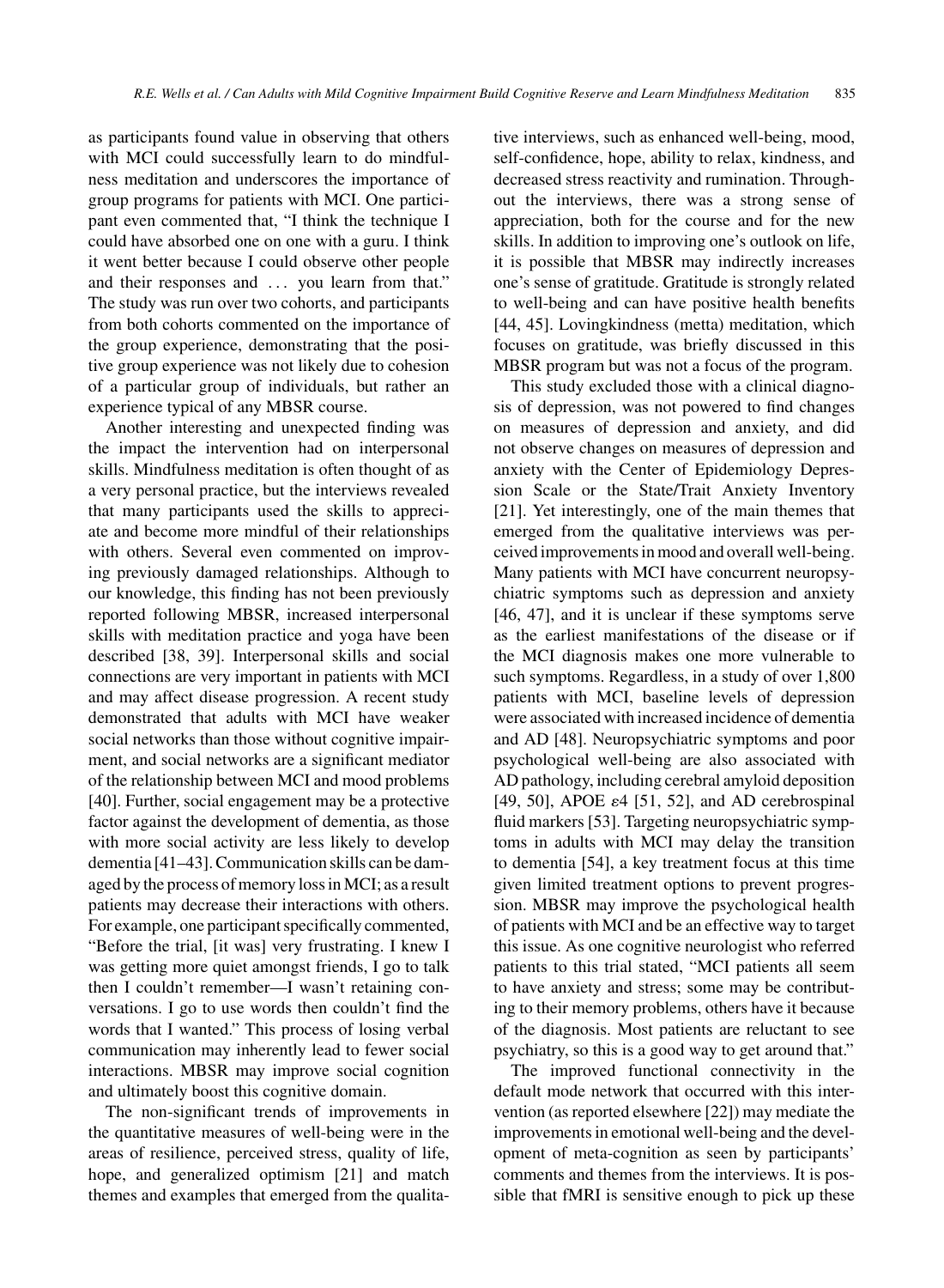as participants found value in observing that others with MCI could successfully learn to do mindfulness meditation and underscores the importance of group programs for patients with MCI. One participant even commented that, "I think the technique I could have absorbed one on one with a guru. I think it went better because I could observe other people and their responses and ... you learn from that." The study was run over two cohorts, and participants from both cohorts commented on the importance of the group experience, demonstrating that the positive group experience was not likely due to cohesion of a particular group of individuals, but rather an experience typical of any MBSR course.

Another interesting and unexpected finding was the impact the intervention had on interpersonal skills. Mindfulness meditation is often thought of as a very personal practice, but the interviews revealed that many participants used the skills to appreciate and become more mindful of their relationships with others. Several even commented on improving previously damaged relationships. Although to our knowledge, this finding has not been previously reported following MBSR, increased interpersonal skills with meditation practice and yoga have been described [38, 39]. Interpersonal skills and social connections are very important in patients with MCI and may affect disease progression. A recent study demonstrated that adults with MCI have weaker social networks than those without cognitive impairment, and social networks are a significant mediator of the relationship between MCI and mood problems [40]. Further, social engagement may be a protective factor against the development of dementia, as those with more social activity are less likely to develop dementia [41–43]. Communication skills can be damaged by the process of memory loss in MCI; as a result patients may decrease their interactions with others. For example, one participant specifically commented, "Before the trial, [it was] very frustrating. I knew I was getting more quiet amongst friends, I go to talk then I couldn't remember—I wasn't retaining conversations. I go to use words then couldn't find the words that I wanted." This process of losing verbal communication may inherently lead to fewer social interactions. MBSR may improve social cognition and ultimately boost this cognitive domain.

The non-significant trends of improvements in the quantitative measures of well-being were in the areas of resilience, perceived stress, quality of life, hope, and generalized optimism [21] and match themes and examples that emerged from the qualitative interviews, such as enhanced well-being, mood, self-confidence, hope, ability to relax, kindness, and decreased stress reactivity and rumination. Throughout the interviews, there was a strong sense of appreciation, both for the course and for the new skills. In addition to improving one's outlook on life, it is possible that MBSR may indirectly increases one's sense of gratitude. Gratitude is strongly related to well-being and can have positive health benefits [44, 45]. Lovingkindness (metta) meditation, which focuses on gratitude, was briefly discussed in this MBSR program but was not a focus of the program.

This study excluded those with a clinical diagnosis of depression, was not powered to find changes on measures of depression and anxiety, and did not observe changes on measures of depression and anxiety with the Center of Epidemiology Depression Scale or the State/Trait Anxiety Inventory [21]. Yet interestingly, one of the main themes that emerged from the qualitative interviews was perceived improvements in mood and overall well-being. Many patients with MCI have concurrent neuropsychiatric symptoms such as depression and anxiety [46, 47], and it is unclear if these symptoms serve as the earliest manifestations of the disease or if the MCI diagnosis makes one more vulnerable to such symptoms. Regardless, in a study of over 1,800 patients with MCI, baseline levels of depression were associated with increased incidence of dementia and AD [48]. Neuropsychiatric symptoms and poor psychological well-being are also associated with AD pathology, including cerebral amyloid deposition [49, 50], APOE $\varepsilon4$ [51, 52], and AD cerebrospinal fluid markers [53]. Targeting neuropsychiatric symptoms in adults with MCI may delay the transition to dementia [54], a key treatment focus at this time given limited treatment options to prevent progression. MBSR may improve the psychological health of patients with MCI and be an effective way to target this issue. As one cognitive neurologist who referred patients to this trial stated, "MCI patients all seem to have anxiety and stress; some may be contributing to their memory problems, others have it because of the diagnosis. Most patients are reluctant to see psychiatry, so this is a good way to get around that."

The improved functional connectivity in the default mode network that occurred with this intervention (as reported elsewhere [22]) may mediate the improvements in emotional well-being and the development of meta-cognition as seen by participants' comments and themes from the interviews. It is possible that fMRI is sensitive enough to pick up these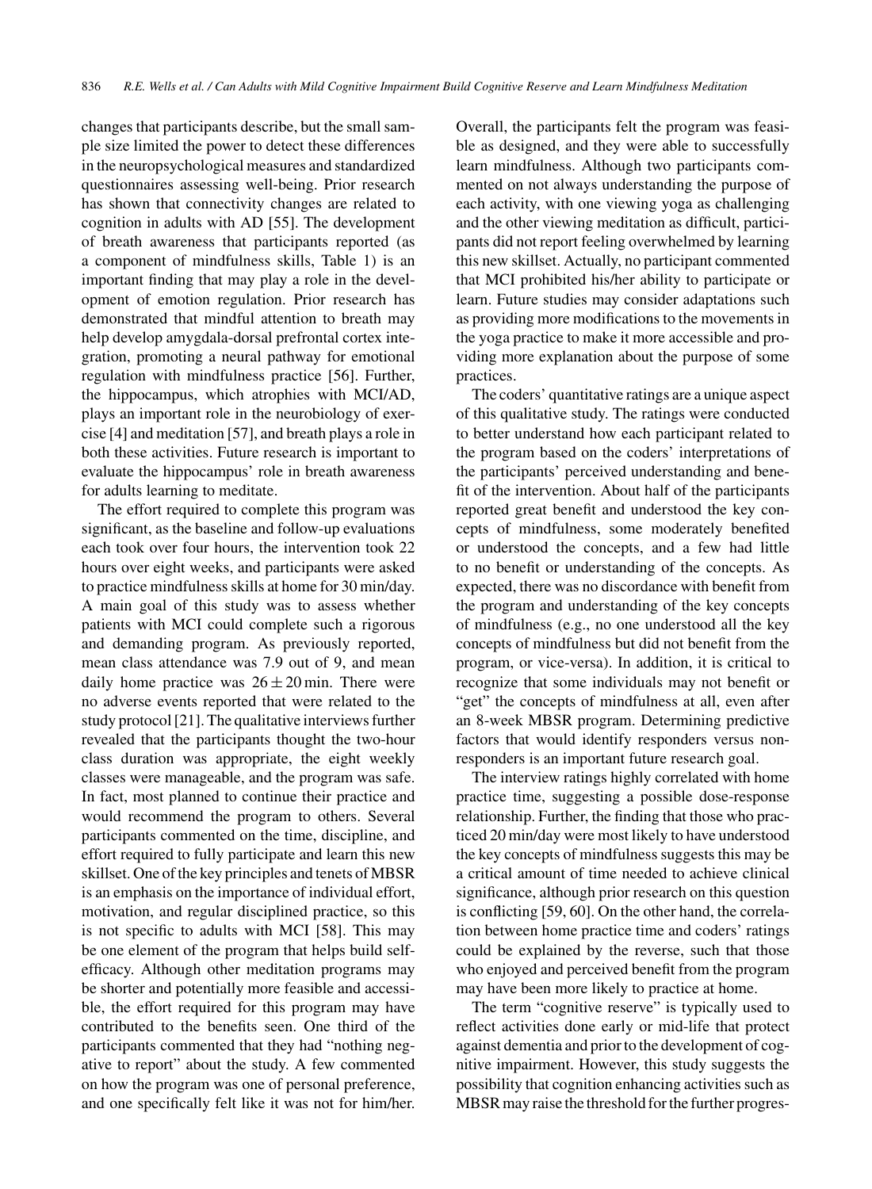changes that participants describe, but the small sample size limited the power to detect these differences in the neuropsychological measures and standardized questionnaires assessing well-being. Prior research has shown that connectivity changes are related to cognition in adults with AD [55]. The development of breath awareness that participants reported (as a component of mindfulness skills, Table 1) is an important finding that may play a role in the development of emotion regulation. Prior research has demonstrated that mindful attention to breath may help develop amygdala-dorsal prefrontal cortex integration, promoting a neural pathway for emotional regulation with mindfulness practice [56]. Further, the hippocampus, which atrophies with MCI/AD, plays an important role in the neurobiology of exercise [4] and meditation [57], and breath plays a role in both these activities. Future research is important to evaluate the hippocampus' role in breath awareness for adults learning to meditate.

The effort required to complete this program was significant, as the baseline and follow-up evaluations each took over four hours, the intervention took 22 hours over eight weeks, and participants were asked to practice mindfulness skills at home for 30 min/day. A main goal of this study was to assess whether patients with MCI could complete such a rigorous and demanding program. As previously reported, mean class attendance was 7.9 out of 9, and mean daily home practice was $26 \pm 20$ min. There were no adverse events reported that were related to the study protocol [21]. The qualitative interviews further revealed that the participants thought the two-hour class duration was appropriate, the eight weekly classes were manageable, and the program was safe. In fact, most planned to continue their practice and would recommend the program to others. Several participants commented on the time, discipline, and effort required to fully participate and learn this new skillset. One of the key principles and tenets of MBSR is an emphasis on the importance of individual effort, motivation, and regular disciplined practice, so this is not specific to adults with MCI [58]. This may be one element of the program that helps build self-efficacy. Although other meditation programs may be shorter and potentially more feasible and accessible, the effort required for this program may have contributed to the benefits seen. One third of the participants commented that they had "nothing negative to report" about the study. A few commented on how the program was one of personal preference, and one specifically felt like it was not for him/her. Overall, the participants felt the program was feasible as designed, and they were able to successfully learn mindfulness. Although two participants commented on not always understanding the purpose of each activity, with one viewing yoga as challenging and the other viewing meditation as difficult, participants did not report feeling overwhelmed by learning this new skillset. Actually, no participant commented that MCI prohibited his/her ability to participate or learn. Future studies may consider adaptations such as providing more modifications to the movements in the yoga practice to make it more accessible and providing more explanation about the purpose of some practices.

The coders' quantitative ratings are a unique aspect of this qualitative study. The ratings were conducted to better understand how each participant related to the program based on the coders' interpretations of the participants' perceived understanding and benefit of the intervention. About half of the participants reported great benefit and understood the key concepts of mindfulness, some moderately benefited or understood the concepts, and a few had little to no benefit or understanding of the concepts. As expected, there was no discordance with benefit from the program and understanding of the key concepts of mindfulness (e.g., no one understood all the key concepts of mindfulness but did not benefit from the program, or vice-versa). In addition, it is critical to recognize that some individuals may not benefit or "get" the concepts of mindfulness at all, even after an 8-week MBSR program. Determining predictive factors that would identify responders versus non-responders is an important future research goal.

The interview ratings highly correlated with home practice time, suggesting a possible dose-response relationship. Further, the finding that those who practiced 20 min/day were most likely to have understood the key concepts of mindfulness suggests this may be a critical amount of time needed to achieve clinical significance, although prior research on this question is conflicting [59, 60]. On the other hand, the correlation between home practice time and coders' ratings could be explained by the reverse, such that those who enjoyed and perceived benefit from the program may have been more likely to practice at home.

The term "cognitive reserve" is typically used to reflect activities done early or mid-life that protect against dementia and prior to the development of cognitive impairment. However, this study suggests the possibility that cognition enhancing activities such as MBSR may raise the threshold for the further progres-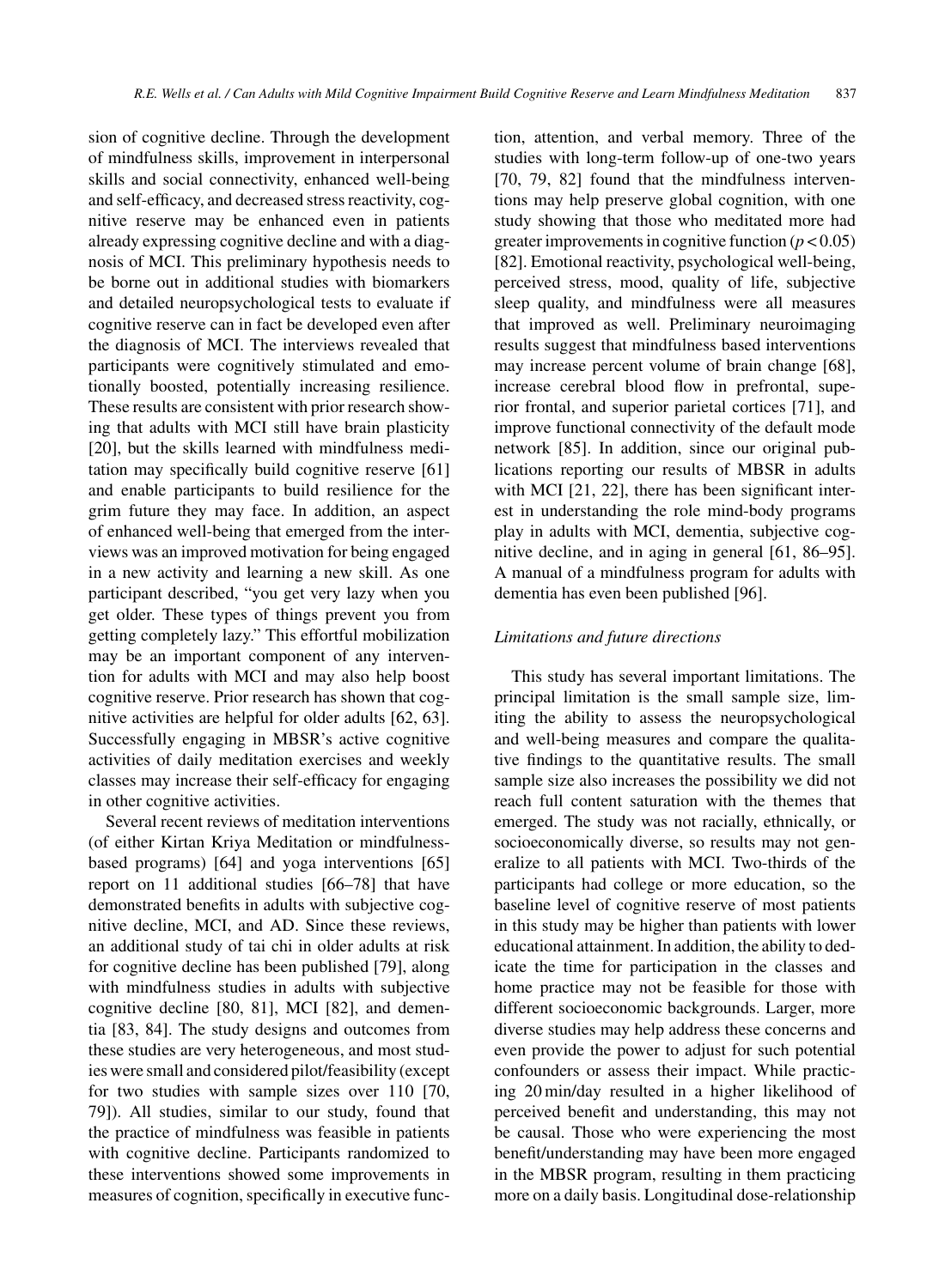sion of cognitive decline. Through the development of mindfulness skills, improvement in interpersonal skills and social connectivity, enhanced well-being and self-efficacy, and decreased stress reactivity, cognitive reserve may be enhanced even in patients already expressing cognitive decline and with a diagnosis of MCI. This preliminary hypothesis needs to be borne out in additional studies with biomarkers and detailed neuropsychological tests to evaluate if cognitive reserve can in fact be developed even after the diagnosis of MCI. The interviews revealed that participants were cognitively stimulated and emotionally boosted, potentially increasing resilience. These results are consistent with prior research showing that adults with MCI still have brain plasticity [20], but the skills learned with mindfulness meditation may specifically build cognitive reserve [61] and enable participants to build resilience for the grim future they may face. In addition, an aspect of enhanced well-being that emerged from the interviews was an improved motivation for being engaged in a new activity and learning a new skill. As one participant described, "you get very lazy when you get older. These types of things prevent you from getting completely lazy." This effortful mobilization may be an important component of any intervention for adults with MCI and may also help boost cognitive reserve. Prior research has shown that cognitive activities are helpful for older adults [62, 63]. Successfully engaging in MBSR's active cognitive activities of daily meditation exercises and weekly classes may increase their self-efficacy for engaging in other cognitive activities.

Several recent reviews of meditation interventions (of either Kirtan Kriya Meditation or mindfulness-based programs) [64] and yoga interventions [65] report on 11 additional studies [66–78] that have demonstrated benefits in adults with subjective cognitive decline, MCI, and AD. Since these reviews, an additional study of tai chi in older adults at risk for cognitive decline has been published [79], along with mindfulness studies in adults with subjective cognitive decline [80, 81], MCI [82], and dementia [83, 84]. The study designs and outcomes from these studies are very heterogeneous, and most studies were small and considered pilot/feasibility (except for two studies with sample sizes over 110 [70, 79]). All studies, similar to our study, found that the practice of mindfulness was feasible in patients with cognitive decline. Participants randomized to these interventions showed some improvements in measures of cognition, specifically in executive function, attention, and verbal memory. Three of the studies with long-term follow-up of one-two years [70, 79, 82] found that the mindfulness interventions may help preserve global cognition, with one study showing that those who meditated more had greater improvements in cognitive function ($p < 0.05$) [82]. Emotional reactivity, psychological well-being, perceived stress, mood, quality of life, subjective sleep quality, and mindfulness were all measures that improved as well. Preliminary neuroimaging results suggest that mindfulness based interventions may increase percent volume of brain change [68], increase cerebral blood flow in prefrontal, superior frontal, and superior parietal cortices [71], and improve functional connectivity of the default mode network [85]. In addition, since our original publications reporting our results of MBSR in adults with MCI [21, 22], there has been significant interest in understanding the role mind-body programs play in adults with MCI, dementia, subjective cognitive decline, and in aging in general [61, 86–95]. A manual of a mindfulness program for adults with dementia has even been published [96].

### *Limitations and future directions*

This study has several important limitations. The principal limitation is the small sample size, limiting the ability to assess the neuropsychological and well-being measures and compare the qualitative findings to the quantitative results. The small sample size also increases the possibility we did not reach full content saturation with the themes that emerged. The study was not racially, ethnically, or socioeconomically diverse, so results may not generalize to all patients with MCI. Two-thirds of the participants had college or more education, so the baseline level of cognitive reserve of most patients in this study may be higher than patients with lower educational attainment. In addition, the ability to dedicate the time for participation in the classes and home practice may not be feasible for those with different socioeconomic backgrounds. Larger, more diverse studies may help address these concerns and even provide the power to adjust for such potential confounders or assess their impact. While practicing 20 min/day resulted in a higher likelihood of perceived benefit and understanding, this may not be causal. Those who were experiencing the most benefit/understanding may have been more engaged in the MBSR program, resulting in them practicing more on a daily basis. Longitudinal dose-relationship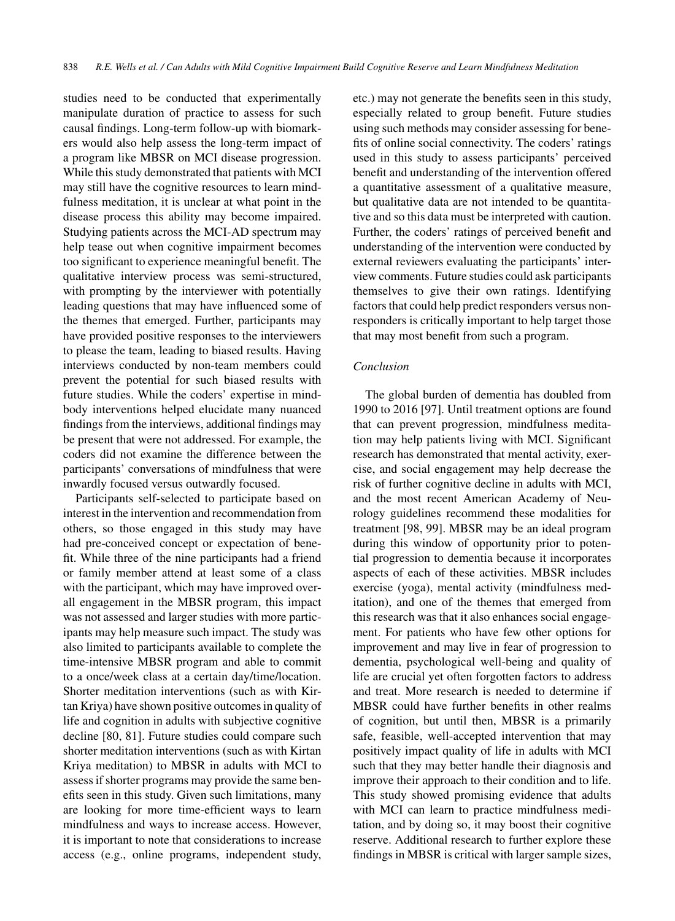studies need to be conducted that experimentally manipulate duration of practice to assess for such causal findings. Long-term follow-up with biomarkers would also help assess the long-term impact of a program like MBSR on MCI disease progression. While this study demonstrated that patients with MCI may still have the cognitive resources to learn mindfulness meditation, it is unclear at what point in the disease process this ability may become impaired. Studying patients across the MCI-AD spectrum may help tease out when cognitive impairment becomes too significant to experience meaningful benefit. The qualitative interview process was semi-structured, with prompting by the interviewer with potentially leading questions that may have influenced some of the themes that emerged. Further, participants may have provided positive responses to the interviewers to please the team, leading to biased results. Having interviews conducted by non-team members could prevent the potential for such biased results with future studies. While the coders' expertise in mind-body interventions helped elucidate many nuanced findings from the interviews, additional findings may be present that were not addressed. For example, the coders did not examine the difference between the participants' conversations of mindfulness that were inwardly focused versus outwardly focused.

Participants self-selected to participate based on interest in the intervention and recommendation from others, so those engaged in this study may have had pre-conceived concept or expectation of benefit. While three of the nine participants had a friend or family member attend at least some of a class with the participant, which may have improved overall engagement in the MBSR program, this impact was not assessed and larger studies with more participants may help measure such impact. The study was also limited to participants available to complete the time-intensive MBSR program and able to commit to a once/week class at a certain day/time/location. Shorter meditation interventions (such as with Kirtan Kriya) have shown positive outcomes in quality of life and cognition in adults with subjective cognitive decline [80, 81]. Future studies could compare such shorter meditation interventions (such as with Kirtan Kriya meditation) to MBSR in adults with MCI to assess if shorter programs may provide the same benefits seen in this study. Given such limitations, many are looking for more time-efficient ways to learn mindfulness and ways to increase access. However, it is important to note that considerations to increase access (e.g., online programs, independent study, etc.) may not generate the benefits seen in this study, especially related to group benefit. Future studies using such methods may consider assessing for benefits of online social connectivity. The coders' ratings used in this study to assess participants' perceived benefit and understanding of the intervention offered a quantitative assessment of a qualitative measure, but qualitative data are not intended to be quantitative and so this data must be interpreted with caution. Further, the coders' ratings of perceived benefit and understanding of the intervention were conducted by external reviewers evaluating the participants' interview comments. Future studies could ask participants themselves to give their own ratings. Identifying factors that could help predict responders versus non-responders is critically important to help target those that may most benefit from such a program.

### *Conclusion*

The global burden of dementia has doubled from 1990 to 2016 [97]. Until treatment options are found that can prevent progression, mindfulness meditation may help patients living with MCI. Significant research has demonstrated that mental activity, exercise, and social engagement may help decrease the risk of further cognitive decline in adults with MCI, and the most recent American Academy of Neurology guidelines recommend these modalities for treatment [98, 99]. MBSR may be an ideal program during this window of opportunity prior to potential progression to dementia because it incorporates aspects of each of these activities. MBSR includes exercise (yoga), mental activity (mindfulness meditation), and one of the themes that emerged from this research was that it also enhances social engagement. For patients who have few other options for improvement and may live in fear of progression to dementia, psychological well-being and quality of life are crucial yet often forgotten factors to address and treat. More research is needed to determine if MBSR could have further benefits in other realms of cognition, but until then, MBSR is a primarily safe, feasible, well-accepted intervention that may positively impact quality of life in adults with MCI such that they may better handle their diagnosis and improve their approach to their condition and to life. This study showed promising evidence that adults with MCI can learn to practice mindfulness meditation, and by doing so, it may boost their cognitive reserve. Additional research to further explore these findings in MBSR is critical with larger sample sizes,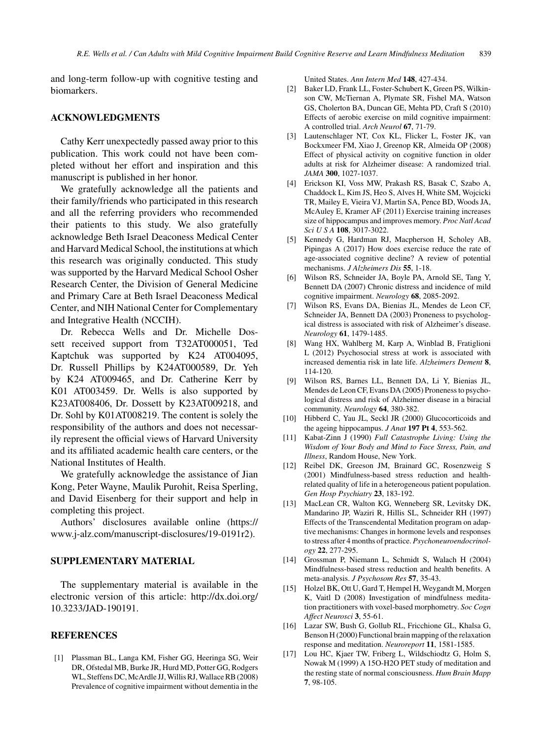and long-term follow-up with cognitive testing and biomarkers.

## ACKNOWLEDGMENTS

Cathy Kerr unexpectedly passed away prior to this publication. This work could not have been completed without her effort and inspiration and this manuscript is published in her honor.

We gratefully acknowledge all the patients and their family/friends who participated in this research and all the referring providers who recommended their patients to this study. We also gratefully acknowledge Beth Israel Deaconess Medical Center and Harvard Medical School, the institutions at which this research was originally conducted. This study was supported by the Harvard Medical School Osher Research Center, the Division of General Medicine and Primary Care at Beth Israel Deaconess Medical Center, and NIH National Center for Complementary and Integrative Health (NCCIH).

Dr. Rebecca Wells and Dr. Michelle Dossett received support from T32AT000051, Ted Kaptchuk was supported by K24 AT004095, Dr. Russell Phillips by K24AT000589, Dr. Yeh by K24 AT009465, and Dr. Catherine Kerr by K01 AT003459. Dr. Wells is also supported by K23AT008406, Dr. Dossett by K23AT009218, and Dr. Sohl by K01AT008219. The content is solely the responsibility of the authors and does not necessarily represent the official views of Harvard University and its affiliated academic health care centers, or the National Institutes of Health.

We gratefully acknowledge the assistance of Jian Kong, Peter Wayne, Maulik Purohit, Reisa Sperling, and David Eisenberg for their support and help in completing this project.

Authors' disclosures available online (https://www.j-alz.com/manuscript-disclosures/19-0191r2).

## SUPPLEMENTARY MATERIAL

The supplementary material is available in the electronic version of this article: http://dx.doi.org/10.3233/JAD-190191.

## REFERENCES

[1] Plassman BL, Langa KM, Fisher GG, Heeringa SG, Weir DR, Ofstedal MB, Burke JR, Hurd MD, Potter GG, Rodgers WL, Steffens DC, McArdle JJ, Willis RJ, Wallace RB (2008) Prevalence of cognitive impairment without dementia in the United States. *Ann Intern Med* **148**, 427-434.

[2] Baker LD, Frank LL, Foster-Schubert K, Green PS, Wilkinson CW, McTiernan A, Plymate SR, Fishel MA, Watson GS, Cholerton BA, Duncan GE, Mehta PD, Craft S (2010) Effects of aerobic exercise on mild cognitive impairment: A controlled trial. *Arch Neurol* **67**, 71-79.

[3] Lautenschlager NT, Cox KL, Flicker L, Foster JK, van Bockxmeer FM, Xiao J, Greenop KR, Almeida OP (2008) Effect of physical activity on cognitive function in older adults at risk for Alzheimer disease: A randomized trial. *JAMA* **300**, 1027-1037.

[4] Erickson KI, Voss MW, Prakash RS, Basak C, Szabo A, Chaddock L, Kim JS, Heo S, Alves H, White SM, Wojcicki TR, Mailey E, Vieira VJ, Martin SA, Pence BD, Woods JA, McAuley E, Kramer AF (2011) Exercise training increases size of hippocampus and improves memory. *Proc Natl Acad Sci U S A* **108**, 3017-3022.

[5] Kennedy G, Hardman RJ, Macpherson H, Scholey AB, Pipingas A (2017) How does exercise reduce the rate of age-associated cognitive decline? A review of potential mechanisms. *J Alzheimers Dis* **55**, 1-18.

[6] Wilson RS, Schneider JA, Boyle PA, Arnold SE, Tang Y, Bennett DA (2007) Chronic distress and incidence of mild cognitive impairment. *Neurology* **68**, 2085-2092.

[7] Wilson RS, Evans DA, Bienias JL, Mendes de Leon CF, Schneider JA, Bennett DA (2003) Proneness to psychological distress is associated with risk of Alzheimer's disease. *Neurology* **61**, 1479-1485.

[8] Wang HX, Wahlberg M, Karp A, Winblad B, Fratiglioni L (2012) Psychosocial stress at work is associated with increased dementia risk in late life. *Alzheimers Dement* **8**, 114-120.

[9] Wilson RS, Barnes LL, Bennett DA, Li Y, Bienias JL, Mendes de Leon CF, Evans DA (2005) Proneness to psychological distress and risk of Alzheimer disease in a biracial community. *Neurology* **64**, 380-382.

[10] Hibberd C, Yau JL, Seckl JR (2000) Glucocorticoids and the ageing hippocampus. *J Anat* **197 Pt 4**, 553-562.

[11] Kabat-Zinn J (1990) *Full Catastrophe Living: Using the Wisdom of Your Body and Mind to Face Stress, Pain, and Illness*, Random House, New York.

[12] Reibel DK, Greeson JM, Brainard GC, Rosenzweig S (2001) Mindfulness-based stress reduction and health-related quality of life in a heterogeneous patient population. *Gen Hosp Psychiatry* **23**, 183-192.

[13] MacLean CR, Walton KG, Wenneberg SR, Levitsky DK, Mandarino JP, Waziri R, Hillis SL, Schneider RH (1997) Effects of the Transcendental Meditation program on adaptive mechanisms: Changes in hormone levels and responses to stress after 4 months of practice. *Psychoneuroendocrinology* **22**, 277-295.

[14] Grossman P, Niemann L, Schmidt S, Walach H (2004) Mindfulness-based stress reduction and health benefits. A meta-analysis. *J Psychosom Res* **57**, 35-43.

[15] Holzel BK, Ott U, Gard T, Hempel H, Weygandt M, Morgen K, Vaitl D (2008) Investigation of mindfulness meditation practitioners with voxel-based morphometry. *Soc Cogn Affect Neurosci* **3**, 55-61.

[16] Lazar SW, Bush G, Gollub RL, Fricchione GL, Khalsa G, Benson H (2000) Functional brain mapping of the relaxation response and meditation. *Neuroreport* **11**, 1581-1585.

[17] Lou HC, Kjaer TW, Friberg L, Wildschiodtz G, Holm S, Nowak M (1999) A 15O-H2O PET study of meditation and the resting state of normal consciousness. *Hum Brain Mapp* **7**, 98-105.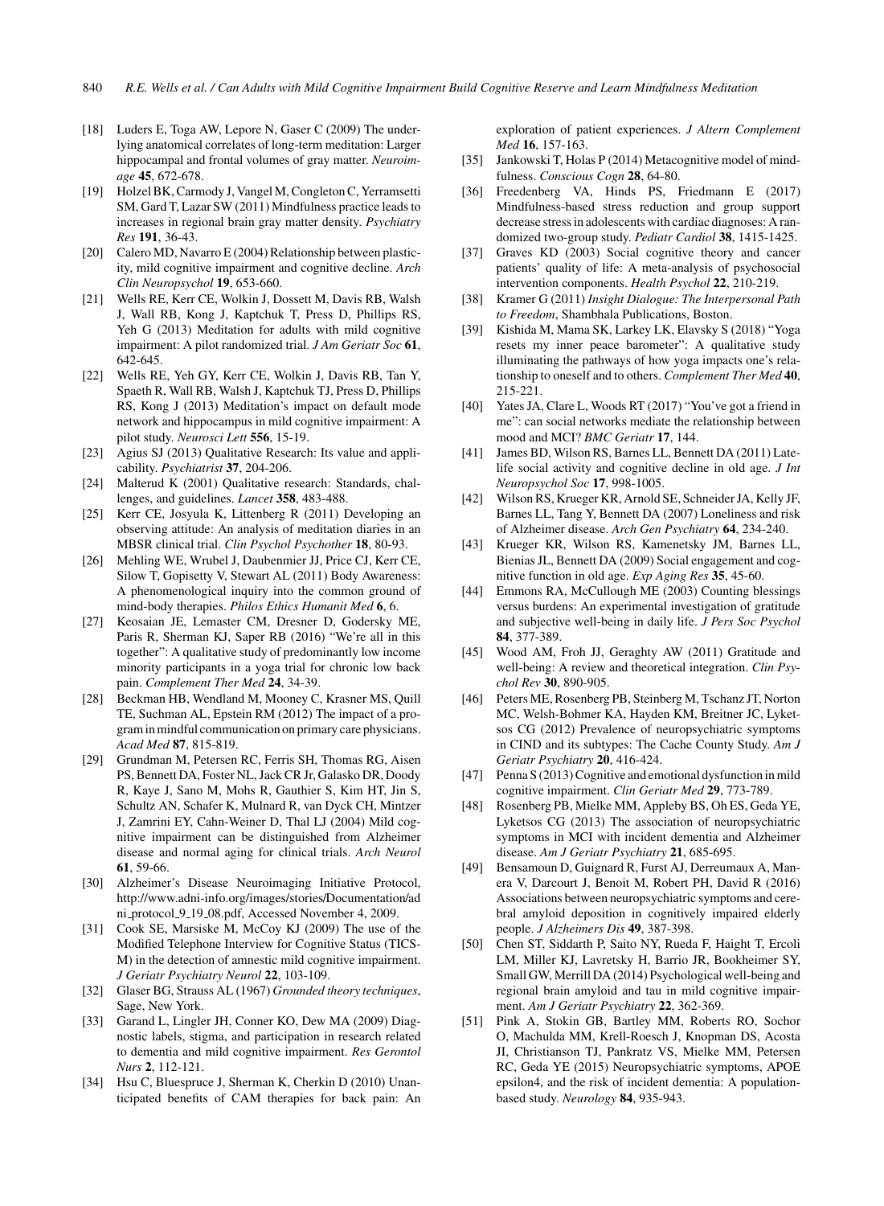[18] Luders E, Toga AW, Lepore N, Gaser C (2009) The underlying anatomical correlates of long-term meditation: Larger hippocampal and frontal volumes of gray matter. *Neuroimage* **45**, 672-678.

[19] Holzel BK, Carmody J, Vangel M, Congleton C, Yerramsetti SM, Gard T, Lazar SW (2011) Mindfulness practice leads to increases in regional brain gray matter density. *Psychiatry Res* **191**, 36-43.

[20] Calero MD, Navarro E (2004) Relationship between plasticity, mild cognitive impairment and cognitive decline. *Arch Clin Neuropsychol* **19**, 653-660.

[21] Wells RE, Kerr CE, Wolkin J, Dossett M, Davis RB, Walsh J, Wall RB, Kong J, Kaptchuk T, Press D, Phillips RS, Yeh G (2013) Meditation for adults with mild cognitive impairment: A pilot randomized trial. *J Am Geriatr Soc* **61**, 642-645.

[22] Wells RE, Yeh GY, Kerr CE, Wolkin J, Davis RB, Tan Y, Spaeth R, Wall RB, Walsh J, Kaptchuk TJ, Press D, Phillips RS, Kong J (2013) Meditation's impact on default mode network and hippocampus in mild cognitive impairment: A pilot study. *Neurosci Lett* **556**, 15-19.

[23] Agius SJ (2013) Qualitative Research: Its value and applicability. *Psychiatrist* **37**, 204-206.

[24] Malterud K (2001) Qualitative research: Standards, challenges, and guidelines. *Lancet* **358**, 483-488.

[25] Kerr CE, Josyula K, Littenberg R (2011) Developing an observing attitude: An analysis of meditation diaries in an MBSR clinical trial. *Clin Psychol Psychother* **18**, 80-93.

[26] Mehling WE, Wrubel J, Daubenmier JJ, Price CJ, Kerr CE, Silow T, Gopisetty V, Stewart AL (2011) Body Awareness: A phenomenological inquiry into the common ground of mind-body therapies. *Philos Ethics Humanit Med* **6**, 6.

[27] Keosaian JE, Lemaster CM, Dresner D, Godersky ME, Paris R, Sherman KJ, Saper RB (2016) "We're all in this together": A qualitative study of predominantly low income minority participants in a yoga trial for chronic low back pain. *Complement Ther Med* **24**, 34-39.

[28] Beckman HB, Wendland M, Mooney C, Krasner MS, Quill TE, Suchman AL, Epstein RM (2012) The impact of a program in mindful communication on primary care physicians. *Acad Med* **87**, 815-819.

[29] Grundman M, Petersen RC, Ferris SH, Thomas RG, Aisen PS, Bennett DA, Foster NL, Jack CR Jr, Galasko DR, Doody R, Kaye J, Sano M, Mohs R, Gauthier S, Kim HT, Jin S, Schultz AN, Schafer K, Mulnard R, van Dyck CH, Mintzer J, Zamrini EY, Cahn-Weiner D, Thal LJ (2004) Mild cognitive impairment can be distinguished from Alzheimer disease and normal aging for clinical trials. *Arch Neurol* **61**, 59-66.

[30] Alzheimer's Disease Neuroimaging Initiative Protocol, http://www.adni-info.org/images/stories/Documentation/adni_protocol_9_19_08.pdf, Accessed November 4, 2009.

[31] Cook SE, Marsiske M, McCoy KJ (2009) The use of the Modified Telephone Interview for Cognitive Status (TICS-M) in the detection of amnestic mild cognitive impairment. *J Geriatr Psychiatry Neurol* **22**, 103-109.

[32] Glaser BG, Strauss AL (1967) *Grounded theory techniques*, Sage, New York.

[33] Garand L, Lingler JH, Conner KO, Dew MA (2009) Diagnostic labels, stigma, and participation in research related to dementia and mild cognitive impairment. *Res Gerontol Nurs* **2**, 112-121.

[34] Hsu C, Bluespruce J, Sherman K, Cherkin D (2010) Unanticipated benefits of CAM therapies for back pain: An exploration of patient experiences. *J Altern Complement Med* **16**, 157-163.

[35] Jankowski T, Holas P (2014) Metacognitive model of mindfulness. *Conscious Cogn* **28**, 64-80.

[36] Freedenberg VA, Hinds PS, Friedmann E (2017) Mindfulness-based stress reduction and group support decrease stress in adolescents with cardiac diagnoses: A randomized two-group study. *Pediatr Cardiol* **38**, 1415-1425.

[37] Graves KD (2003) Social cognitive theory and cancer patients' quality of life: A meta-analysis of psychosocial intervention components. *Health Psychol* **22**, 210-219.

[38] Kramer G (2011) *Insight Dialogue: The Interpersonal Path to Freedom*, Shambhala Publications, Boston.

[39] Kishida M, Mama SK, Larkey LK, Elavsky S (2018) "Yoga resets my inner peace barometer": A qualitative study illuminating the pathways of how yoga impacts one's relationship to oneself and to others. *Complement Ther Med* **40**, 215-221.

[40] Yates JA, Clare L, Woods RT (2017) "You've got a friend in me": can social networks mediate the relationship between mood and MCI? *BMC Geriatr* **17**, 144.

[41] James BD, Wilson RS, Barnes LL, Bennett DA (2011) Late-life social activity and cognitive decline in old age. *J Int Neuropsychol Soc* **17**, 998-1005.

[42] Wilson RS, Krueger KR, Arnold SE, Schneider JA, Kelly JF, Barnes LL, Tang Y, Bennett DA (2007) Loneliness and risk of Alzheimer disease. *Arch Gen Psychiatry* **64**, 234-240.

[43] Krueger KR, Wilson RS, Kamenetsky JM, Barnes LL, Bienias JL, Bennett DA (2009) Social engagement and cognitive function in old age. *Exp Aging Res* **35**, 45-60.

[44] Emmons RA, McCullough ME (2003) Counting blessings versus burdens: An experimental investigation of gratitude and subjective well-being in daily life. *J Pers Soc Psychol* **84**, 377-389.

[45] Wood AM, Froh JJ, Geraghty AW (2011) Gratitude and well-being: A review and theoretical integration. *Clin Psychol Rev* **30**, 890-905.

[46] Peters ME, Rosenberg PB, Steinberg M, Tschanz JT, Norton MC, Welsh-Bohmer KA, Hayden KM, Breitner JC, Lyketsos CG (2012) Prevalence of neuropsychiatric symptoms in CIND and its subtypes: The Cache County Study. *Am J Geriatr Psychiatry* **20**, 416-424.

[47] Penna S (2013) Cognitive and emotional dysfunction in mild cognitive impairment. *Clin Geriatr Med* **29**, 773-789.

[48] Rosenberg PB, Mielke MM, Appleby BS, Oh ES, Geda YE, Lyketsos CG (2013) The association of neuropsychiatric symptoms in MCI with incident dementia and Alzheimer disease. *Am J Geriatr Psychiatry* **21**, 685-695.

[49] Bensamoun D, Guignard R, Furst AJ, Derreumaux A, Manera V, Darcourt J, Benoit M, Robert PH, David R (2016) Associations between neuropsychiatric symptoms and cerebral amyloid deposition in cognitively impaired elderly people. *J Alzheimers Dis* **49**, 387-398.

[50] Chen ST, Siddarth P, Saito NY, Rueda F, Haight T, Ercoli LM, Miller KJ, Lavretsky H, Barrio JR, Bookheimer SY, Small GW, Merrill DA (2014) Psychological well-being and regional brain amyloid and tau in mild cognitive impairment. *Am J Geriatr Psychiatry* **22**, 362-369.

[51] Pink A, Stokin GB, Bartley MM, Roberts RO, Sochor O, Machulda MM, Krell-Roesch J, Knopman DS, Acosta JI, Christianson TJ, Pankratz VS, Mielke MM, Petersen RC, Geda YE (2015) Neuropsychiatric symptoms, APOE epsilon4, and the risk of incident dementia: A population-based study. *Neurology* **84**, 935-943.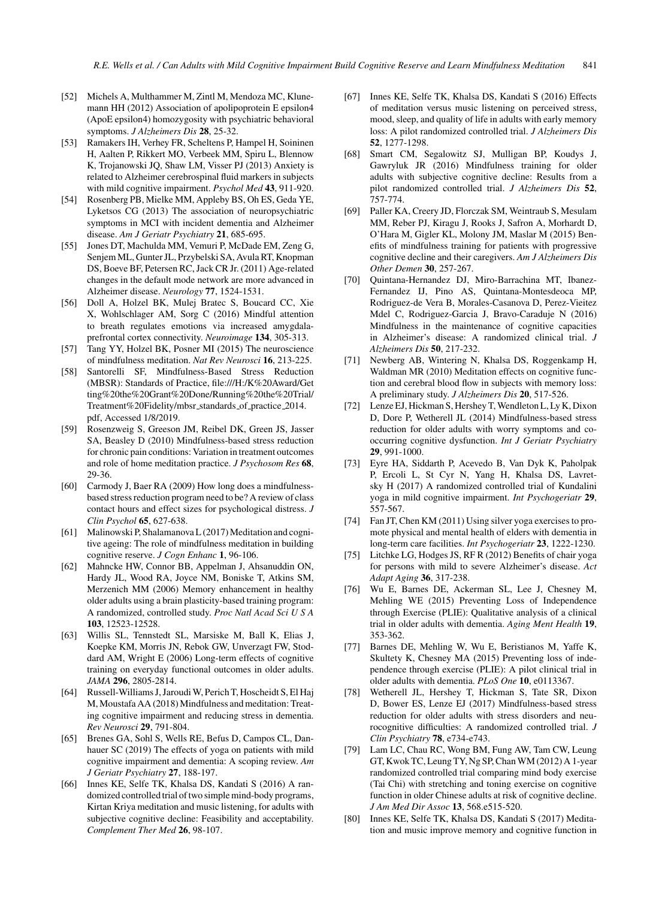[52] Michels A, Multhammer M, Zintl M, Mendoza MC, Klunemann HH (2012) Association of apolipoprotein E epsilon4 (ApoE epsilon4) homozygosity with psychiatric behavioral symptoms. *J Alzheimers Dis* **28**, 25-32.

[53] Ramakers IH, Verhey FR, Scheltens P, Hampel H, Soininen H, Aalten P, Rikkert MO, Verbeek MM, Spiru L, Blennow K, Trojanowski JQ, Shaw LM, Visser PJ (2013) Anxiety is related to Alzheimer cerebrospinal fluid markers in subjects with mild cognitive impairment. *Psychol Med* **43**, 911-920.

[54] Rosenberg PB, Mielke MM, Appleby BS, Oh ES, Geda YE, Lyketsos CG (2013) The association of neuropsychiatric symptoms in MCI with incident dementia and Alzheimer disease. *Am J Geriatr Psychiatry* **21**, 685-695.

[55] Jones DT, Machulda MM, Vemuri P, McDade EM, Zeng G, Senjem ML, Gunter JL, Przybelski SA, Avula RT, Knopman DS, Boeve BF, Petersen RC, Jack CR Jr. (2011) Age-related changes in the default mode network are more advanced in Alzheimer disease. *Neurology* **77**, 1524-1531.

[56] Doll A, Holzel BK, Mulej Bratec S, Boucard CC, Xie X, Wohlschlager AM, Sorg C (2016) Mindful attention to breath regulates emotions via increased amygdala-prefrontal cortex connectivity. *Neuroimage* **134**, 305-313.

[57] Tang YY, Holzel BK, Posner MI (2015) The neuroscience of mindfulness meditation. *Nat Rev Neurosci* **16**, 213-225.

[58] Santorelli SF, Mindfulness-Based Stress Reduction (MBSR): Standards of Practice, file:///H:/K%20Award/Getting%20the%20Grant%20Done/Running%20the%20Trial/Treatment%20Fidelity/mbsr_standards_of_practice_2014.pdf, Accessed 1/8/2019.

[59] Rosenzweig S, Greeson JM, Reibel DK, Green JS, Jasser SA, Beasley D (2010) Mindfulness-based stress reduction for chronic pain conditions: Variation in treatment outcomes and role of home meditation practice. *J Psychosom Res* **68**, 29-36.

[60] Carmody J, Baer RA (2009) How long does a mindfulness-based stress reduction program need to be? A review of class contact hours and effect sizes for psychological distress. *J Clin Psychol* **65**, 627-638.

[61] Malinowski P, Shalamanova L (2017) Meditation and cognitive ageing: The role of mindfulness meditation in building cognitive reserve. *J Cogn Enhanc* **1**, 96-106.

[62] Mahncke HW, Connor BB, Appelman J, Ahsanuddin ON, Hardy JL, Wood RA, Joyce NM, Boniske T, Atkins SM, Merzenich MM (2006) Memory enhancement in healthy older adults using a brain plasticity-based training program: A randomized, controlled study. *Proc Natl Acad Sci U S A* **103**, 12523-12528.

[63] Willis SL, Tennstedt SL, Marsiske M, Ball K, Elias J, Koepke KM, Morris JN, Rebok GW, Unverzagt FW, Stoddard AM, Wright E (2006) Long-term effects of cognitive training on everyday functional outcomes in older adults. *JAMA* **296**, 2805-2814.

[64] Russell-Williams J, Jaroudi W, Perich T, Hoscheidt S, El Haj M, Moustafa AA (2018) Mindfulness and meditation: Treating cognitive impairment and reducing stress in dementia. *Rev Neurosci* **29**, 791-804.

[65] Brenes GA, Sohl S, Wells RE, Befus D, Campos CL, Danhauer SC (2019) The effects of yoga on patients with mild cognitive impairment and dementia: A scoping review. *Am J Geriatr Psychiatry* **27**, 188-197.

[66] Innes KE, Selfe TK, Khalsa DS, Kandati S (2016) A randomized controlled trial of two simple mind-body programs, Kirtan Kriya meditation and music listening, for adults with subjective cognitive decline: Feasibility and acceptability. *Complement Ther Med* **26**, 98-107.

[67] Innes KE, Selfe TK, Khalsa DS, Kandati S (2016) Effects of meditation versus music listening on perceived stress, mood, sleep, and quality of life in adults with early memory loss: A pilot randomized controlled trial. *J Alzheimers Dis* **52**, 1277-1298.

[68] Smart CM, Segalowitz SJ, Mulligan BP, Koudys J, Gawryluk JR (2016) Mindfulness training for older adults with subjective cognitive decline: Results from a pilot randomized controlled trial. *J Alzheimers Dis* **52**, 757-774.

[69] Paller KA, Creery JD, Florczak SM, Weintraub S, Mesulam MM, Reber PJ, Kiragu J, Rooks J, Safron A, Morhardt D, O'Hara M, Gigler KL, Molony JM, Maslar M (2015) Benefits of mindfulness training for patients with progressive cognitive decline and their caregivers. *Am J Alzheimers Dis Other Demen* **30**, 257-267.

[70] Quintana-Hernandez DJ, Miro-Barrachina MT, Ibanez-Fernandez IJ, Pino AS, Quintana-Montesdeoca MP, Rodriguez-de Vera B, Morales-Casanova D, Perez-Vieitez Mdel C, Rodriguez-Garcia J, Bravo-Caraduje N (2016) Mindfulness in the maintenance of cognitive capacities in Alzheimer's disease: A randomized clinical trial. *J Alzheimers Dis* **50**, 217-232.

[71] Newberg AB, Wintering N, Khalsa DS, Roggenkamp H, Waldman MR (2010) Meditation effects on cognitive function and cerebral blood flow in subjects with memory loss: A preliminary study. *J Alzheimers Dis* **20**, 517-526.

[72] Lenze EJ, Hickman S, Hershey T, Wendleton L, Ly K, Dixon D, Dore P, Wetherell JL (2014) Mindfulness-based stress reduction for older adults with worry symptoms and co-occurring cognitive dysfunction. *Int J Geriatr Psychiatry* **29**, 991-1000.

[73] Eyre HA, Siddarth P, Acevedo B, Van Dyk K, Paholpak P, Ercoli L, St Cyr N, Yang H, Khalsa DS, Lavretsky H (2017) A randomized controlled trial of Kundalini yoga in mild cognitive impairment. *Int Psychogeriatr* **29**, 557-567.

[74] Fan JT, Chen KM (2011) Using silver yoga exercises to promote physical and mental health of elders with dementia in long-term care facilities. *Int Psychogeriatr* **23**, 1222-1230.

[75] Litchke LG, Hodges JS, RF R (2012) Benefits of chair yoga for persons with mild to severe Alzheimer's disease. *Act Adapt Aging* **36**, 317-238.

[76] Wu E, Barnes DE, Ackerman SL, Lee J, Chesney M, Mehling WE (2015) Preventing Loss of Independence through Exercise (PLIE): Qualitative analysis of a clinical trial in older adults with dementia. *Aging Ment Health* **19**, 353-362.

[77] Barnes DE, Mehling W, Wu E, Beristianos M, Yaffe K, Skultety K, Chesney MA (2015) Preventing loss of independence through exercise (PLIE): A pilot clinical trial in older adults with dementia. *PLoS One* **10**, e0113367.

[78] Wetherell JL, Hershey T, Hickman S, Tate SR, Dixon D, Bower ES, Lenze EJ (2017) Mindfulness-based stress reduction for older adults with stress disorders and neurocognitive difficulties: A randomized controlled trial. *J Clin Psychiatry* **78**, e734-e743.

[79] Lam LC, Chau RC, Wong BM, Fung AW, Tam CW, Leung GT, Kwok TC, Leung TY, Ng SP, Chan WM (2012) A 1-year randomized controlled trial comparing mind body exercise (Tai Chi) with stretching and toning exercise on cognitive function in older Chinese adults at risk of cognitive decline. *J Am Med Dir Assoc* **13**, 568.e515-520.

[80] Innes KE, Selfe TK, Khalsa DS, Kandati S (2017) Meditation and music improve memory and cognitive function in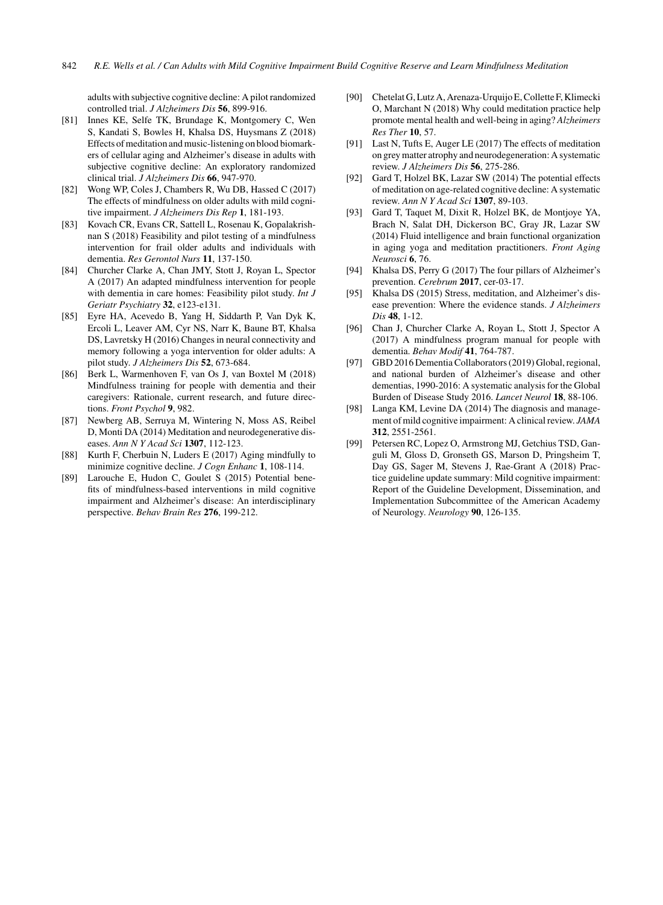adults with subjective cognitive decline: A pilot randomized controlled trial. *J Alzheimers Dis* **56**, 899-916.

[81] Innes KE, Selfe TK, Brundage K, Montgomery C, Wen S, Kandati S, Bowles H, Khalsa DS, Huysmans Z (2018) Effects of meditation and music-listening on blood biomarkers of cellular aging and Alzheimer's disease in adults with subjective cognitive decline: An exploratory randomized clinical trial. *J Alzheimers Dis* **66**, 947-970.

[82] Wong WP, Coles J, Chambers R, Wu DB, Hassed C (2017) The effects of mindfulness on older adults with mild cognitive impairment. *J Alzheimers Dis Rep* **1**, 181-193.

[83] Kovach CR, Evans CR, Sattell L, Rosenau K, Gopalakrishnan S (2018) Feasibility and pilot testing of a mindfulness intervention for frail older adults and individuals with dementia. *Res Gerontol Nurs* **11**, 137-150.

[84] Churcher Clarke A, Chan JMY, Stott J, Royan L, Spector A (2017) An adapted mindfulness intervention for people with dementia in care homes: Feasibility pilot study. *Int J Geriatr Psychiatry* **32**, e123-e131.

[85] Eyre HA, Acevedo B, Yang H, Siddarth P, Van Dyk K, Ercoli L, Leaver AM, Cyr NS, Narr K, Baune BT, Khalsa DS, Lavretsky H (2016) Changes in neural connectivity and memory following a yoga intervention for older adults: A pilot study. *J Alzheimers Dis* **52**, 673-684.

[86] Berk L, Warmenhoven F, van Os J, van Boxtel M (2018) Mindfulness training for people with dementia and their caregivers: Rationale, current research, and future directions. *Front Psychol* **9**, 982.

[87] Newberg AB, Serruya M, Wintering N, Moss AS, Reibel D, Monti DA (2014) Meditation and neurodegenerative diseases. *Ann N Y Acad Sci* **1307**, 112-123.

[88] Kurth F, Cherbuin N, Luders E (2017) Aging mindfully to minimize cognitive decline. *J Cogn Enhanc* **1**, 108-114.

[89] Larouche E, Hudon C, Goulet S (2015) Potential benefits of mindfulness-based interventions in mild cognitive impairment and Alzheimer's disease: An interdisciplinary perspective. *Behav Brain Res* **276**, 199-212.

[90] Chetelat G, Lutz A, Arenaza-Urquijo E, Collette F, Klimecki O, Marchant N (2018) Why could meditation practice help promote mental health and well-being in aging? *Alzheimers Res Ther* **10**, 57.

[91] Last N, Tufts E, Auger LE (2017) The effects of meditation on grey matter atrophy and neurodegeneration: A systematic review. *J Alzheimers Dis* **56**, 275-286.

[92] Gard T, Holzel BK, Lazar SW (2014) The potential effects of meditation on age-related cognitive decline: A systematic review. *Ann N Y Acad Sci* **1307**, 89-103.

[93] Gard T, Taquet M, Dixit R, Holzel BK, de Montjoye YA, Brach N, Salat DH, Dickerson BC, Gray JR, Lazar SW (2014) Fluid intelligence and brain functional organization in aging yoga and meditation practitioners. *Front Aging Neurosci* **6**, 76.

[94] Khalsa DS, Perry G (2017) The four pillars of Alzheimer's prevention. *Cerebrum* **2017**, cer-03-17.

[95] Khalsa DS (2015) Stress, meditation, and Alzheimer's disease prevention: Where the evidence stands. *J Alzheimers Dis* **48**, 1-12.

[96] Chan J, Churcher Clarke A, Royan L, Stott J, Spector A (2017) A mindfulness program manual for people with dementia. *Behav Modif* **41**, 764-787.

[97] GBD 2016 Dementia Collaborators (2019) Global, regional, and national burden of Alzheimer's disease and other dementias, 1990-2016: A systematic analysis for the Global Burden of Disease Study 2016. *Lancet Neurol* **18**, 88-106.

[98] Langa KM, Levine DA (2014) The diagnosis and management of mild cognitive impairment: A clinical review. *JAMA* **312**, 2551-2561.

[99] Petersen RC, Lopez O, Armstrong MJ, Getchius TSD, Ganguli M, Gloss D, Gronseth GS, Marson D, Pringsheim T, Day GS, Sager M, Stevens J, Rae-Grant A (2018) Practice guideline update summary: Mild cognitive impairment: Report of the Guideline Development, Dissemination, and Implementation Subcommittee of the American Academy of Neurology. *Neurology* **90**, 126-135.